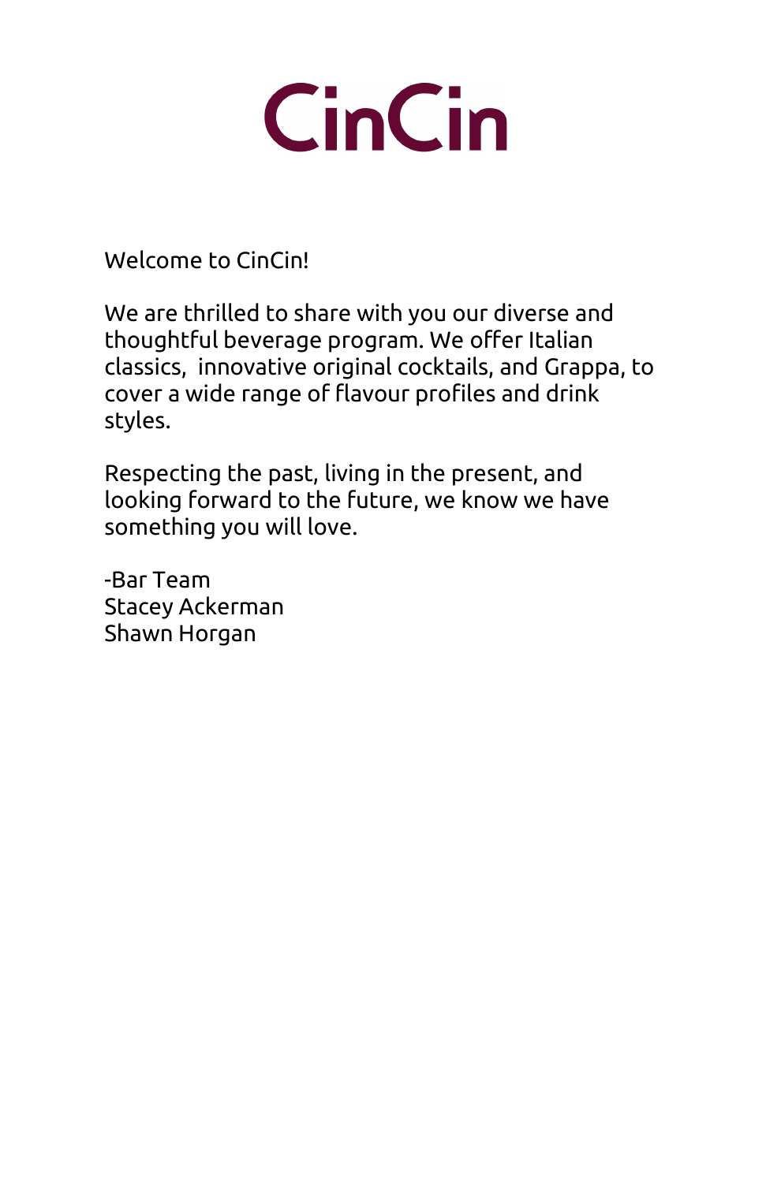# CinCin

Welcome to CinCin!

We are thrilled to share with you our diverse and thoughtful beverage program. We offer Italian classics,  innovative original cocktails, and Grappa, to cover a wide range of flavour profiles and drink styles.

Respecting the past, living in the present, and looking forward to the future, we know we have something you will love.

-Bar Team
Stacey Ackerman
Shawn Horgan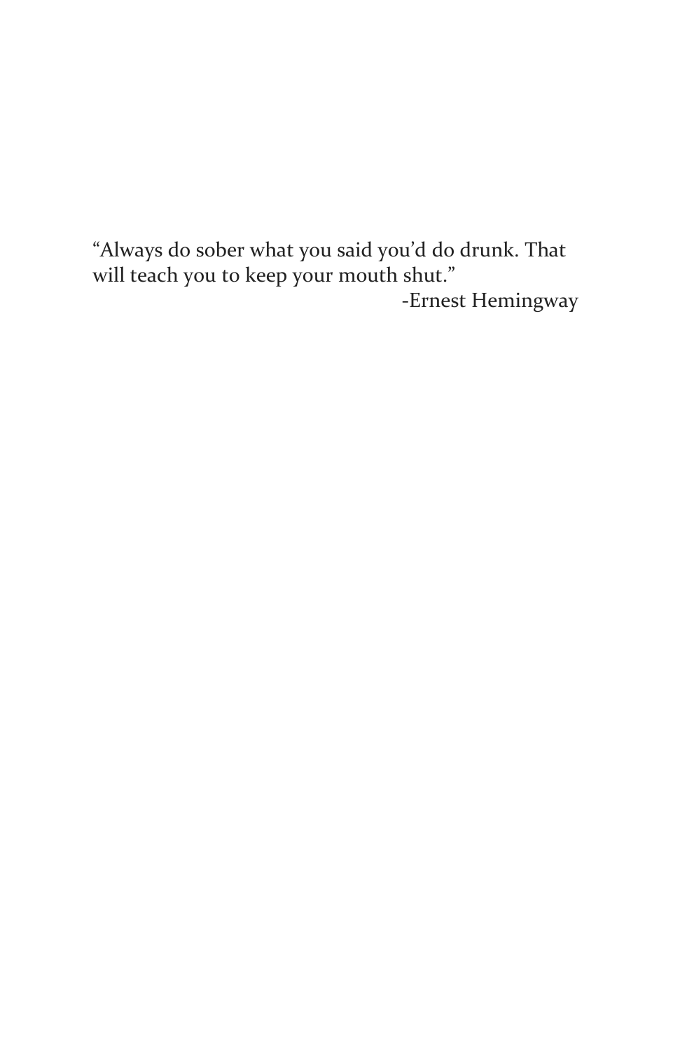"Always do sober what you said you'd do drunk. That will teach you to keep your mouth shut."

-Ernest Hemingway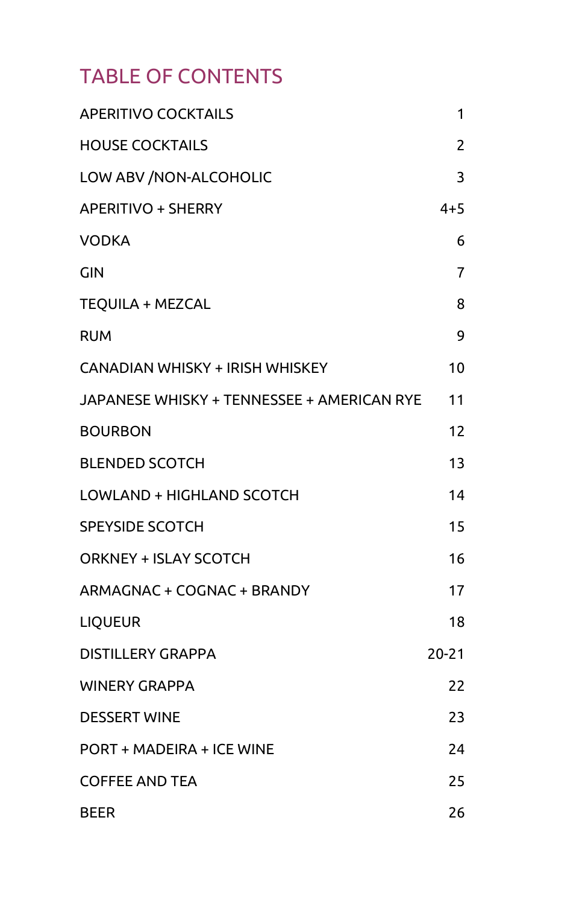# TABLE OF CONTENTS

| | |
|---|---|
| APERITIVO COCKTAILS | 1 |
| HOUSE COCKTAILS | 2 |
| LOW ABV /NON-ALCOHOLIC | 3 |
| APERITIVO + SHERRY | 4+5 |
| VODKA | 6 |
| GIN | 7 |
| TEQUILA + MEZCAL | 8 |
| RUM | 9 |
| CANADIAN WHISKY + IRISH WHISKEY | 10 |
| JAPANESE WHISKY + TENNESSEE + AMERICAN RYE | 11 |
| BOURBON | 12 |
| BLENDED SCOTCH | 13 |
| LOWLAND + HIGHLAND SCOTCH | 14 |
| SPEYSIDE SCOTCH | 15 |
| ORKNEY + ISLAY SCOTCH | 16 |
| ARMAGNAC + COGNAC + BRANDY | 17 |
| LIQUEUR | 18 |
| DISTILLERY GRAPPA | 20-21 |
| WINERY GRAPPA | 22 |
| DESSERT WINE | 23 |
| PORT + MADEIRA + ICE WINE | 24 |
| COFFEE AND TEA | 25 |
| BEER | 26 |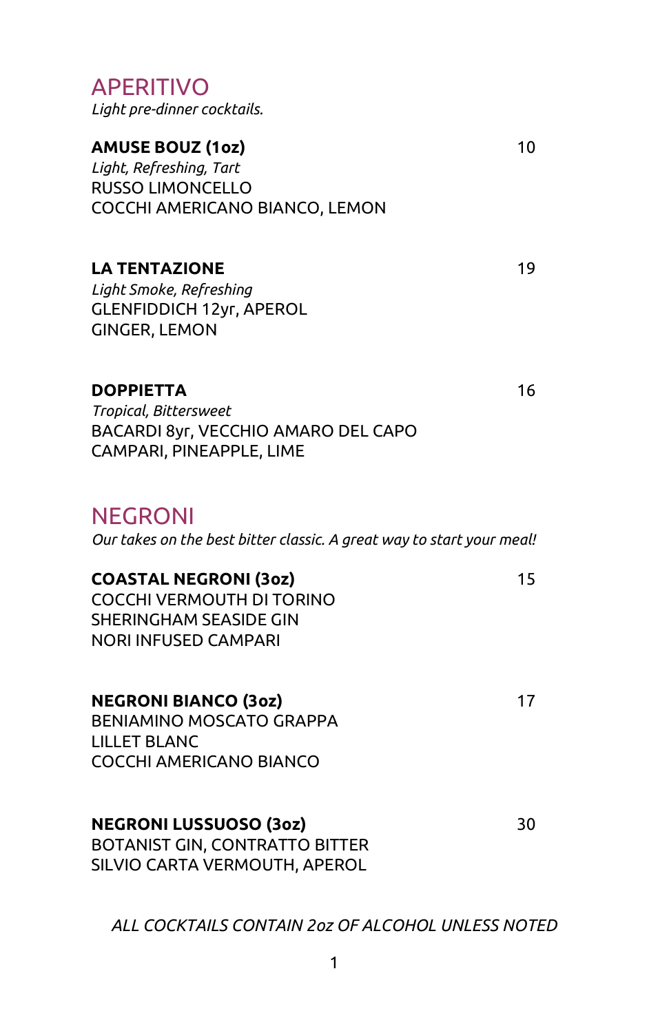## APERITIVO

*Light pre-dinner cocktails.*

**AMUSE BOUZ (1oz)** 10
*Light, Refreshing, Tart*
RUSSO LIMONCELLO
COCCHI AMERICANO BIANCO, LEMON

**LA TENTAZIONE** 19
*Light Smoke, Refreshing*
GLENFIDDICH 12yr, APEROL
GINGER, LEMON

**DOPPIETTA** 16
*Tropical, Bittersweet*
BACARDI 8yr, VECCHIO AMARO DEL CAPO
CAMPARI, PINEAPPLE, LIME

## NEGRONI

*Our takes on the best bitter classic. A great way to start your meal!*

**COASTAL NEGRONI (3oz)** 15
COCCHI VERMOUTH DI TORINO
SHERINGHAM SEASIDE GIN
NORI INFUSED CAMPARI

**NEGRONI BIANCO (3oz)** 17
BENIAMINO MOSCATO GRAPPA
LILLET BLANC
COCCHI AMERICANO BIANCO

**NEGRONI LUSSUOSO (3oz)** 30
BOTANIST GIN, CONTRATTO BITTER
SILVIO CARTA VERMOUTH, APEROL

*ALL COCKTAILS CONTAIN 2oz OF ALCOHOL UNLESS NOTED*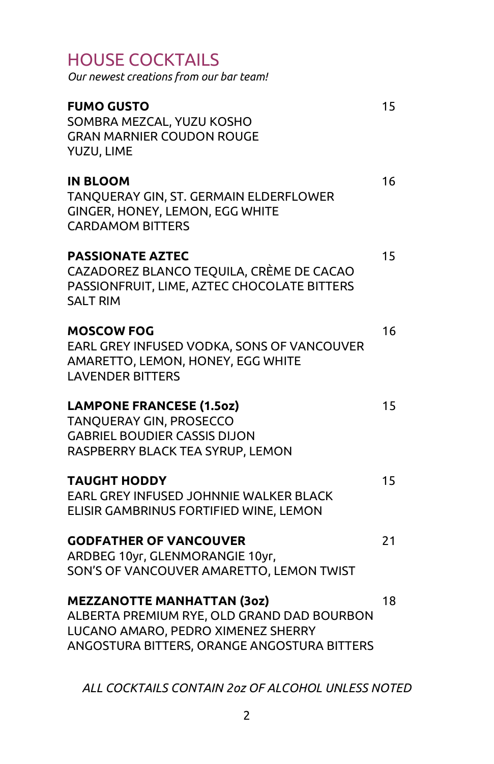# HOUSE COCKTAILS

*Our newest creations from our bar team!*

**FUMO GUSTO** 15
SOMBRA MEZCAL, YUZU KOSHO
GRAN MARNIER COUDON ROUGE
YUZU, LIME

**IN BLOOM** 16
TANQUERAY GIN, ST. GERMAIN ELDERFLOWER
GINGER, HONEY, LEMON, EGG WHITE
CARDAMOM BITTERS

**PASSIONATE AZTEC** 15
CAZADOREZ BLANCO TEQUILA, CRÈME DE CACAO
PASSIONFRUIT, LIME, AZTEC CHOCOLATE BITTERS
SALT RIM

**MOSCOW FOG** 16
EARL GREY INFUSED VODKA, SONS OF VANCOUVER
AMARETTO, LEMON, HONEY, EGG WHITE
LAVENDER BITTERS

**LAMPONE FRANCESE (1.5oz)** 15
TANQUERAY GIN, PROSECCO
GABRIEL BOUDIER CASSIS DIJON
RASPBERRY BLACK TEA SYRUP, LEMON

**TAUGHT HODDY** 15
EARL GREY INFUSED JOHNNIE WALKER BLACK
ELISIR GAMBRINUS FORTIFIED WINE, LEMON

**GODFATHER OF VANCOUVER** 21
ARDBEG 10yr, GLENMORANGIE 10yr,
SON'S OF VANCOUVER AMARETTO, LEMON TWIST

**MEZZANOTTE MANHATTAN (3oz)** 18
ALBERTA PREMIUM RYE, OLD GRAND DAD BOURBON
LUCANO AMARO, PEDRO XIMENEZ SHERRY
ANGOSTURA BITTERS, ORANGE ANGOSTURA BITTERS

*ALL COCKTAILS CONTAIN 2oz OF ALCOHOL UNLESS NOTED*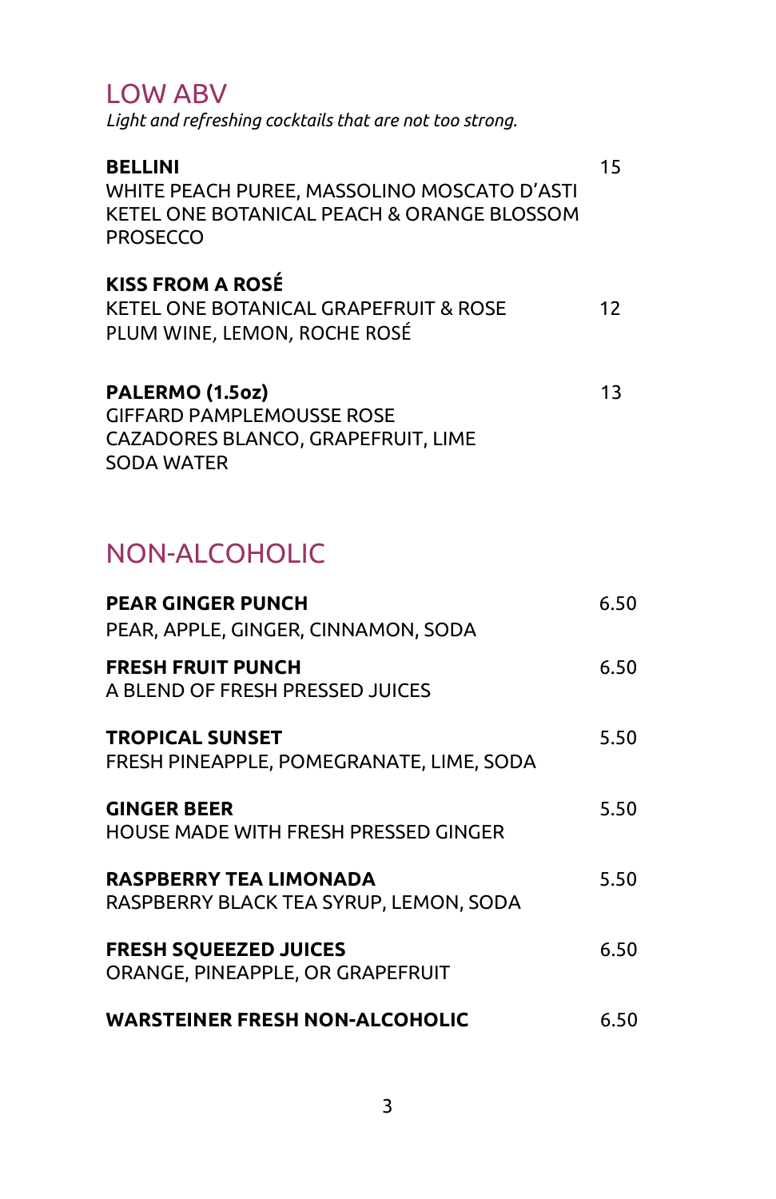## LOW ABV

*Light and refreshing cocktails that are not too strong.*

**BELLINI** 15
WHITE PEACH PUREE, MASSOLINO MOSCATO D'ASTI
KETEL ONE BOTANICAL PEACH & ORANGE BLOSSOM
PROSECCO

**KISS FROM A ROSÉ** 12
KETEL ONE BOTANICAL GRAPEFRUIT & ROSE
PLUM WINE, LEMON, ROCHE ROSÉ

**PALERMO (1.5oz)** 13
GIFFARD PAMPLEMOUSSE ROSE
CAZADORES BLANCO, GRAPEFRUIT, LIME
SODA WATER

## NON-ALCOHOLIC

**PEAR GINGER PUNCH** 6.50
PEAR, APPLE, GINGER, CINNAMON, SODA

**FRESH FRUIT PUNCH** 6.50
A BLEND OF FRESH PRESSED JUICES

**TROPICAL SUNSET** 5.50
FRESH PINEAPPLE, POMEGRANATE, LIME, SODA

**GINGER BEER** 5.50
HOUSE MADE WITH FRESH PRESSED GINGER

**RASPBERRY TEA LIMONADA** 5.50
RASPBERRY BLACK TEA SYRUP, LEMON, SODA

**FRESH SQUEEZED JUICES** 6.50
ORANGE, PINEAPPLE, OR GRAPEFRUIT

**WARSTEINER FRESH NON-ALCOHOLIC** 6.50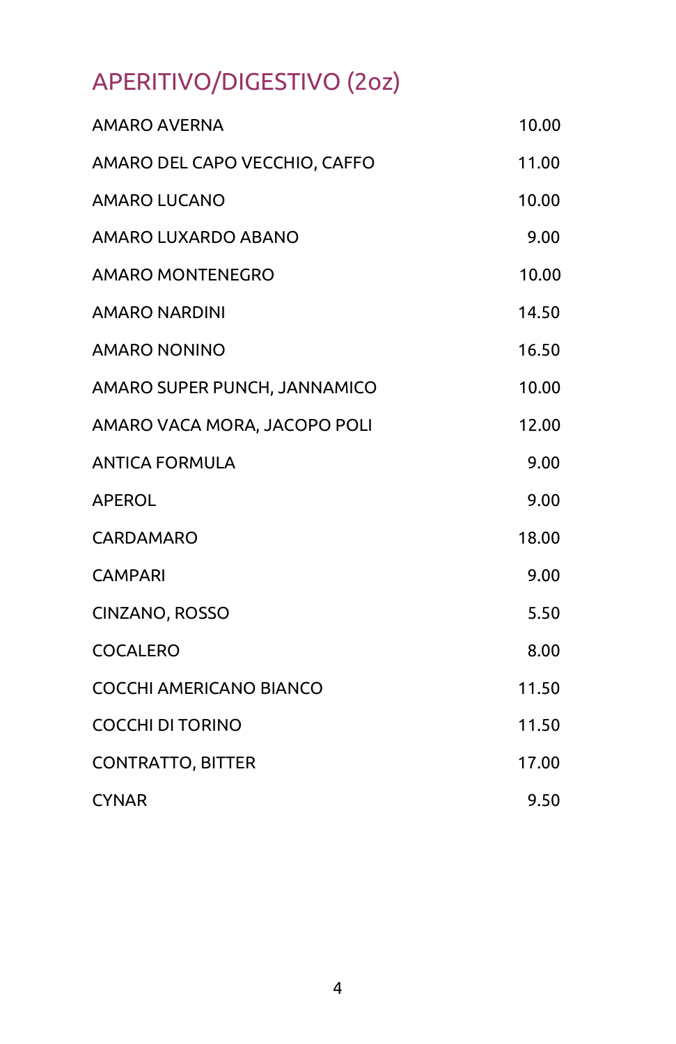## APERITIVO/DIGESTIVO (2oz)

| | |
|---|---|
| AMARO AVERNA | 10.00 |
| AMARO DEL CAPO VECCHIO, CAFFO | 11.00 |
| AMARO LUCANO | 10.00 |
| AMARO LUXARDO ABANO | 9.00 |
| AMARO MONTENEGRO | 10.00 |
| AMARO NARDINI | 14.50 |
| AMARO NONINO | 16.50 |
| AMARO SUPER PUNCH, JANNAMICO | 10.00 |
| AMARO VACA MORA, JACOPO POLI | 12.00 |
| ANTICA FORMULA | 9.00 |
| APEROL | 9.00 |
| CARDAMARO | 18.00 |
| CAMPARI | 9.00 |
| CINZANO, ROSSO | 5.50 |
| COCALERO | 8.00 |
| COCCHI AMERICANO BIANCO | 11.50 |
| COCCHI DI TORINO | 11.50 |
| CONTRATTO, BITTER | 17.00 |
| CYNAR | 9.50 |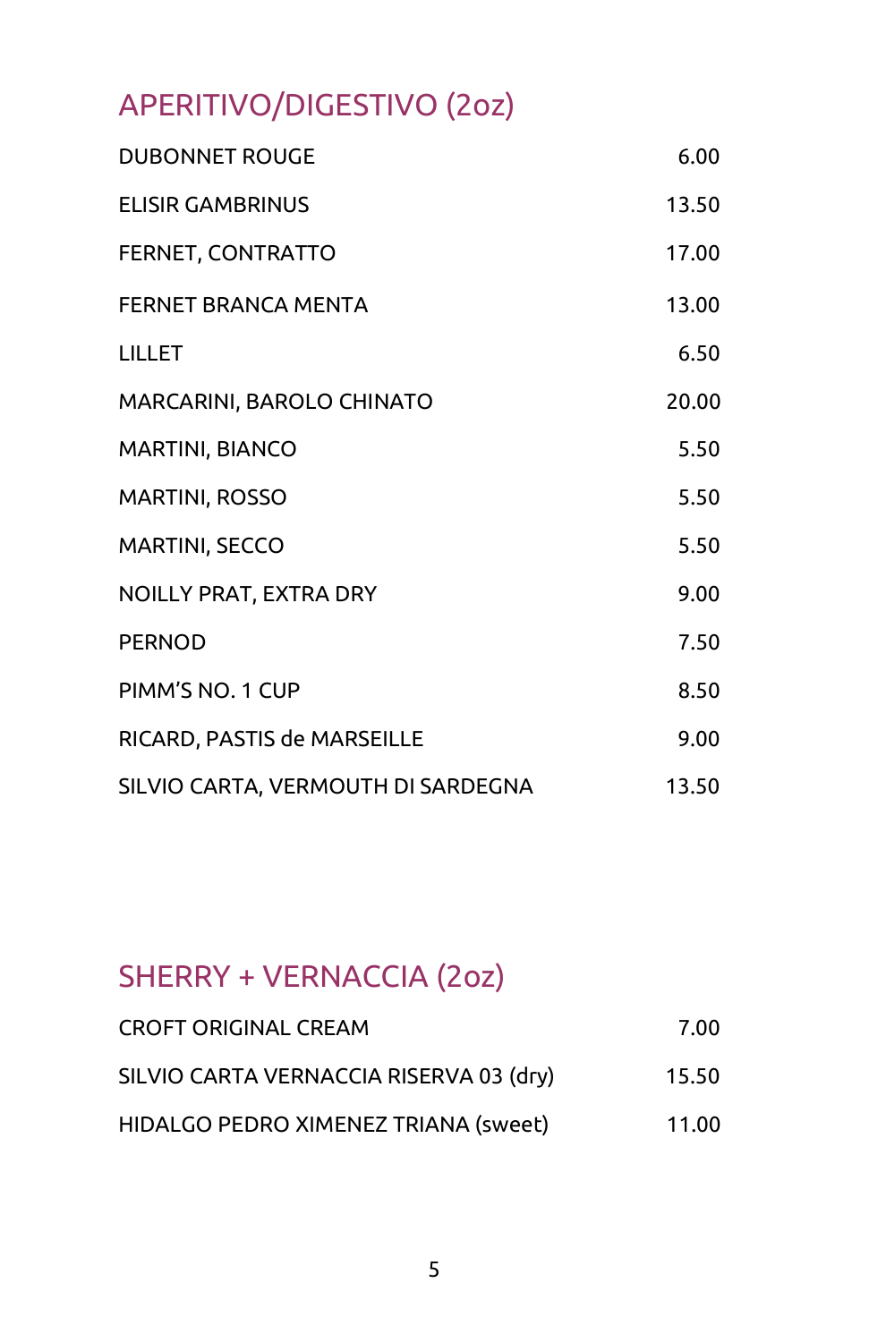## APERITIVO/DIGESTIVO (2oz)

| | |
|---|---|
| DUBONNET ROUGE | 6.00 |
| ELISIR GAMBRINUS | 13.50 |
| FERNET, CONTRATTO | 17.00 |
| FERNET BRANCA MENTA | 13.00 |
| LILLET | 6.50 |
| MARCARINI, BAROLO CHINATO | 20.00 |
| MARTINI, BIANCO | 5.50 |
| MARTINI, ROSSO | 5.50 |
| MARTINI, SECCO | 5.50 |
| NOILLY PRAT, EXTRA DRY | 9.00 |
| PERNOD | 7.50 |
| PIMM'S NO. 1 CUP | 8.50 |
| RICARD, PASTIS de MARSEILLE | 9.00 |
| SILVIO CARTA, VERMOUTH DI SARDEGNA | 13.50 |

## SHERRY + VERNACCIA (2oz)

| | |
|---|---|
| CROFT ORIGINAL CREAM | 7.00 |
| SILVIO CARTA VERNACCIA RISERVA 03 (dry) | 15.50 |
| HIDALGO PEDRO XIMENEZ TRIANA (sweet) | 11.00 |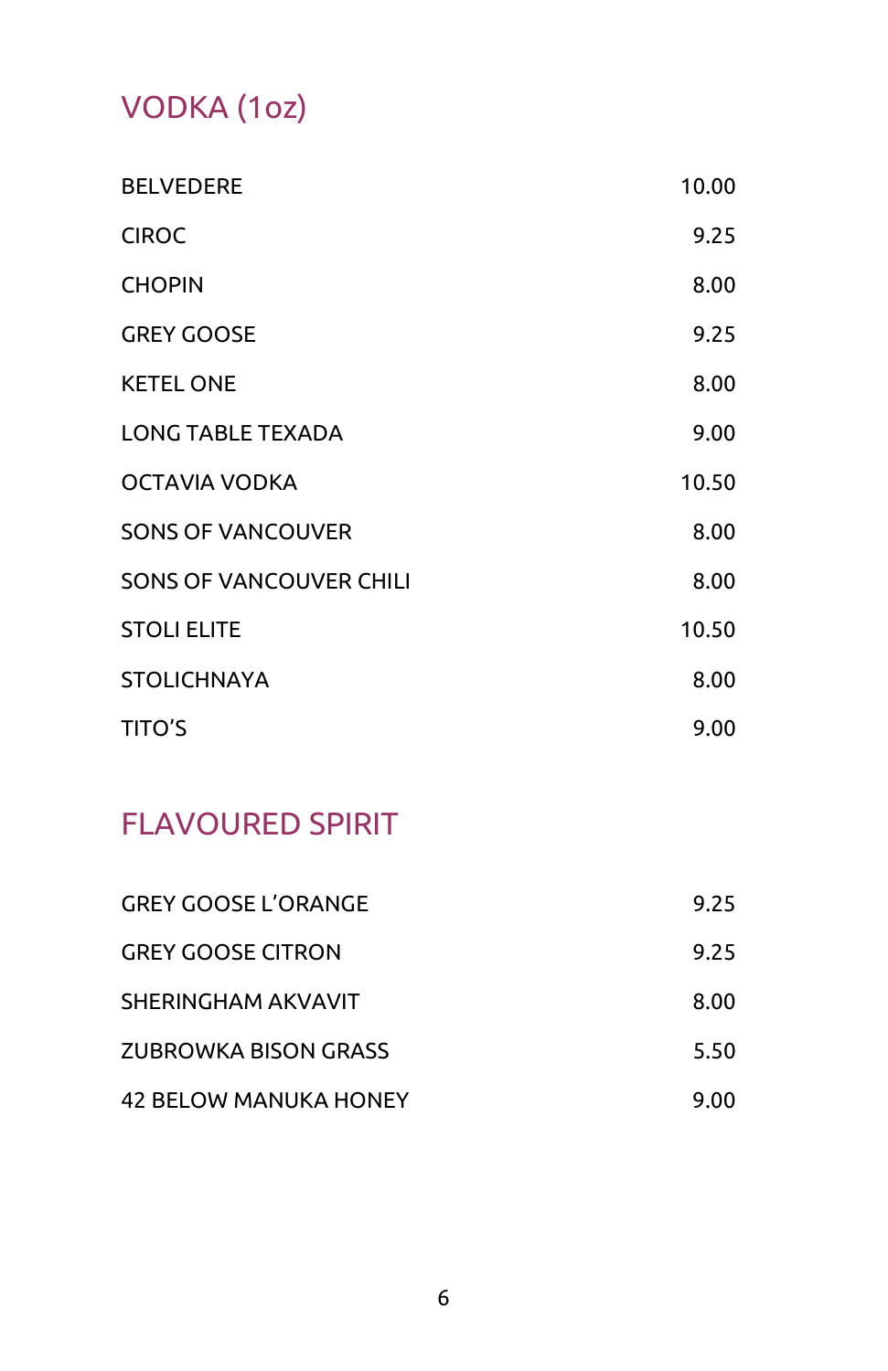## VODKA (1oz)

| | |
|---|---|
| BELVEDERE | 10.00 |
| CIROC | 9.25 |
| CHOPIN | 8.00 |
| GREY GOOSE | 9.25 |
| KETEL ONE | 8.00 |
| LONG TABLE TEXADA | 9.00 |
| OCTAVIA VODKA | 10.50 |
| SONS OF VANCOUVER | 8.00 |
| SONS OF VANCOUVER CHILI | 8.00 |
| STOLI ELITE | 10.50 |
| STOLICHNAYA | 8.00 |
| TITO'S | 9.00 |

## FLAVOURED SPIRIT

| | |
|---|---|
| GREY GOOSE L'ORANGE | 9.25 |
| GREY GOOSE CITRON | 9.25 |
| SHERINGHAM AKVAVIT | 8.00 |
| ZUBROWKA BISON GRASS | 5.50 |
| 42 BELOW MANUKA HONEY | 9.00 |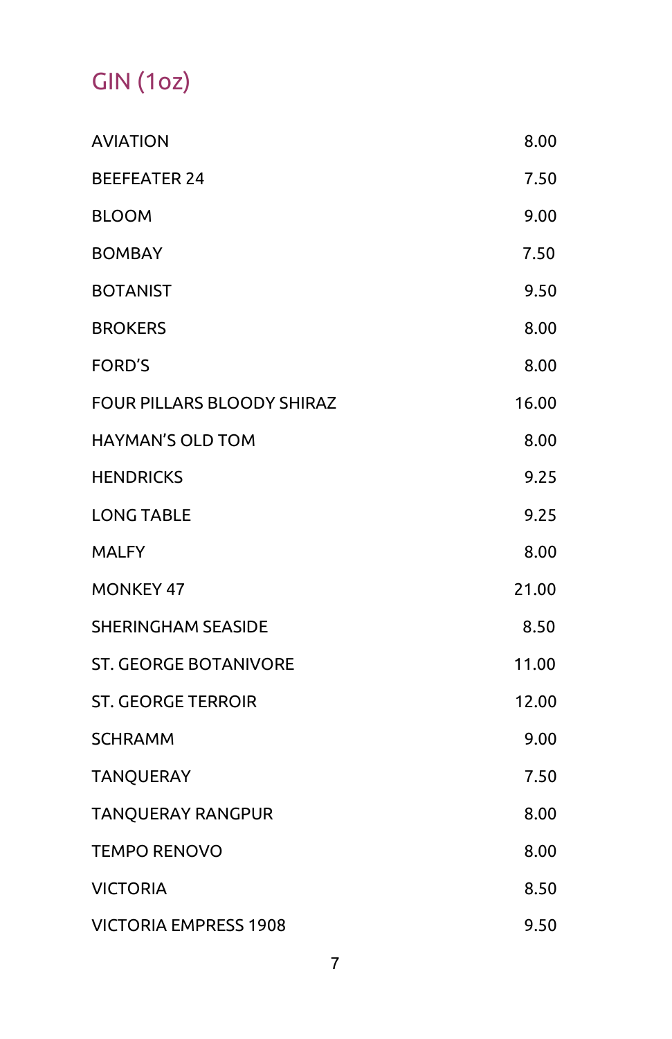## GIN (1oz)

| | |
|---|---|
| AVIATION | 8.00 |
| BEEFEATER 24 | 7.50 |
| BLOOM | 9.00 |
| BOMBAY | 7.50 |
| BOTANIST | 9.50 |
| BROKERS | 8.00 |
| FORD'S | 8.00 |
| FOUR PILLARS BLOODY SHIRAZ | 16.00 |
| HAYMAN'S OLD TOM | 8.00 |
| HENDRICKS | 9.25 |
| LONG TABLE | 9.25 |
| MALFY | 8.00 |
| MONKEY 47 | 21.00 |
| SHERINGHAM SEASIDE | 8.50 |
| ST. GEORGE BOTANIVORE | 11.00 |
| ST. GEORGE TERROIR | 12.00 |
| SCHRAMM | 9.00 |
| TANQUERAY | 7.50 |
| TANQUERAY RANGPUR | 8.00 |
| TEMPO RENOVO | 8.00 |
| VICTORIA | 8.50 |
| VICTORIA EMPRESS 1908 | 9.50 |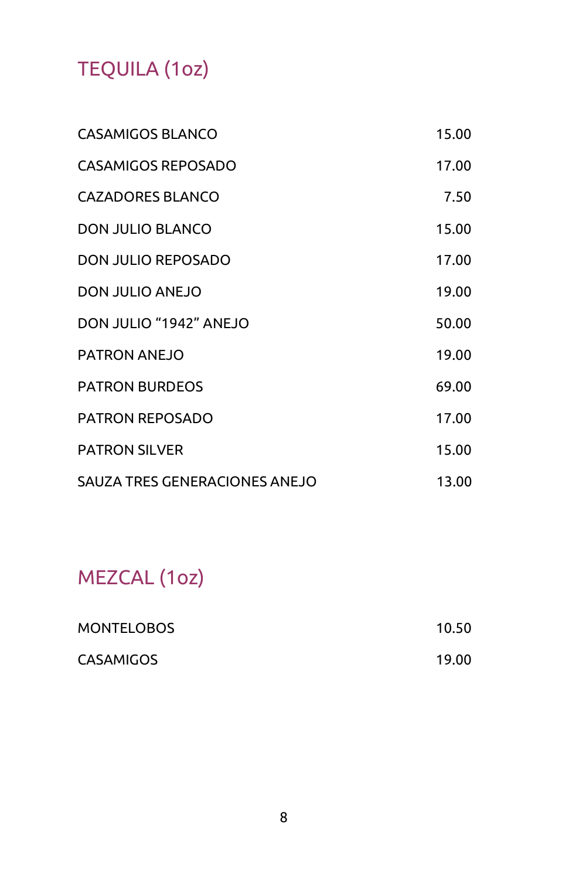## TEQUILA (1oz)

| | |
|---|---|
| CASAMIGOS BLANCO | 15.00 |
| CASAMIGOS REPOSADO | 17.00 |
| CAZADORES BLANCO | 7.50 |
| DON JULIO BLANCO | 15.00 |
| DON JULIO REPOSADO | 17.00 |
| DON JULIO ANEJO | 19.00 |
| DON JULIO “1942” ANEJO | 50.00 |
| PATRON ANEJO | 19.00 |
| PATRON BURDEOS | 69.00 |
| PATRON REPOSADO | 17.00 |
| PATRON SILVER | 15.00 |
| SAUZA TRES GENERACIONES ANEJO | 13.00 |

## MEZCAL (1oz)

| | |
|---|---|
| MONTELOBOS | 10.50 |
| CASAMIGOS | 19.00 |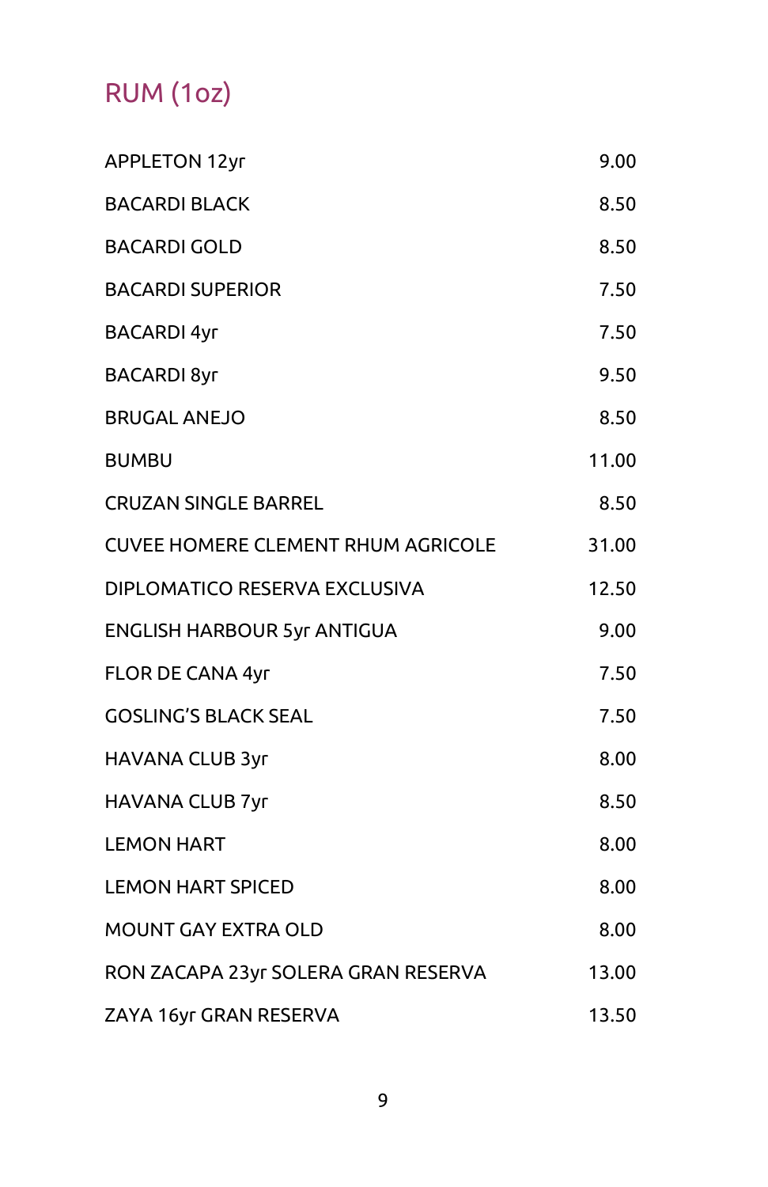## RUM (1oz)

| | |
|---|---|
| APPLETON 12yr | 9.00 |
| BACARDI BLACK | 8.50 |
| BACARDI GOLD | 8.50 |
| BACARDI SUPERIOR | 7.50 |
| BACARDI 4yr | 7.50 |
| BACARDI 8yr | 9.50 |
| BRUGAL ANEJO | 8.50 |
| BUMBU | 11.00 |
| CRUZAN SINGLE BARREL | 8.50 |
| CUVEE HOMERE CLEMENT RHUM AGRICOLE | 31.00 |
| DIPLOMATICO RESERVA EXCLUSIVA | 12.50 |
| ENGLISH HARBOUR 5yr ANTIGUA | 9.00 |
| FLOR DE CANA 4yr | 7.50 |
| GOSLING'S BLACK SEAL | 7.50 |
| HAVANA CLUB 3yr | 8.00 |
| HAVANA CLUB 7yr | 8.50 |
| LEMON HART | 8.00 |
| LEMON HART SPICED | 8.00 |
| MOUNT GAY EXTRA OLD | 8.00 |
| RON ZACAPA 23yr SOLERA GRAN RESERVA | 13.00 |
| ZAYA 16yr GRAN RESERVA | 13.50 |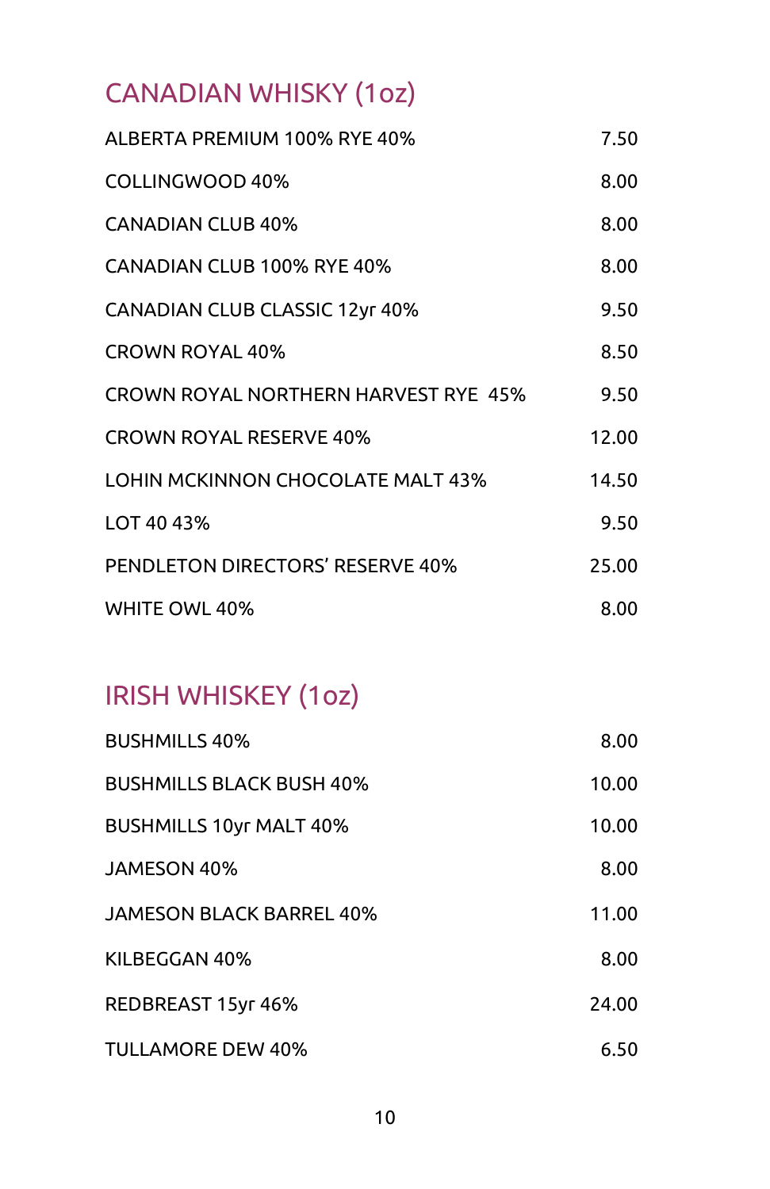## CANADIAN WHISKY (1oz)

| | |
|---|---|
| ALBERTA PREMIUM 100% RYE 40% | 7.50 |
| COLLINGWOOD 40% | 8.00 |
| CANADIAN CLUB 40% | 8.00 |
| CANADIAN CLUB 100% RYE 40% | 8.00 |
| CANADIAN CLUB CLASSIC 12yr 40% | 9.50 |
| CROWN ROYAL 40% | 8.50 |
| CROWN ROYAL NORTHERN HARVEST RYE 45% | 9.50 |
| CROWN ROYAL RESERVE 40% | 12.00 |
| LOHIN MCKINNON CHOCOLATE MALT 43% | 14.50 |
| LOT 40 43% | 9.50 |
| PENDLETON DIRECTORS' RESERVE 40% | 25.00 |
| WHITE OWL 40% | 8.00 |

## IRISH WHISKEY (1oz)

| | |
|---|---|
| BUSHMILLS 40% | 8.00 |
| BUSHMILLS BLACK BUSH 40% | 10.00 |
| BUSHMILLS 10yr MALT 40% | 10.00 |
| JAMESON 40% | 8.00 |
| JAMESON BLACK BARREL 40% | 11.00 |
| KILBEGGAN 40% | 8.00 |
| REDBREAST 15yr 46% | 24.00 |
| TULLAMORE DEW 40% | 6.50 |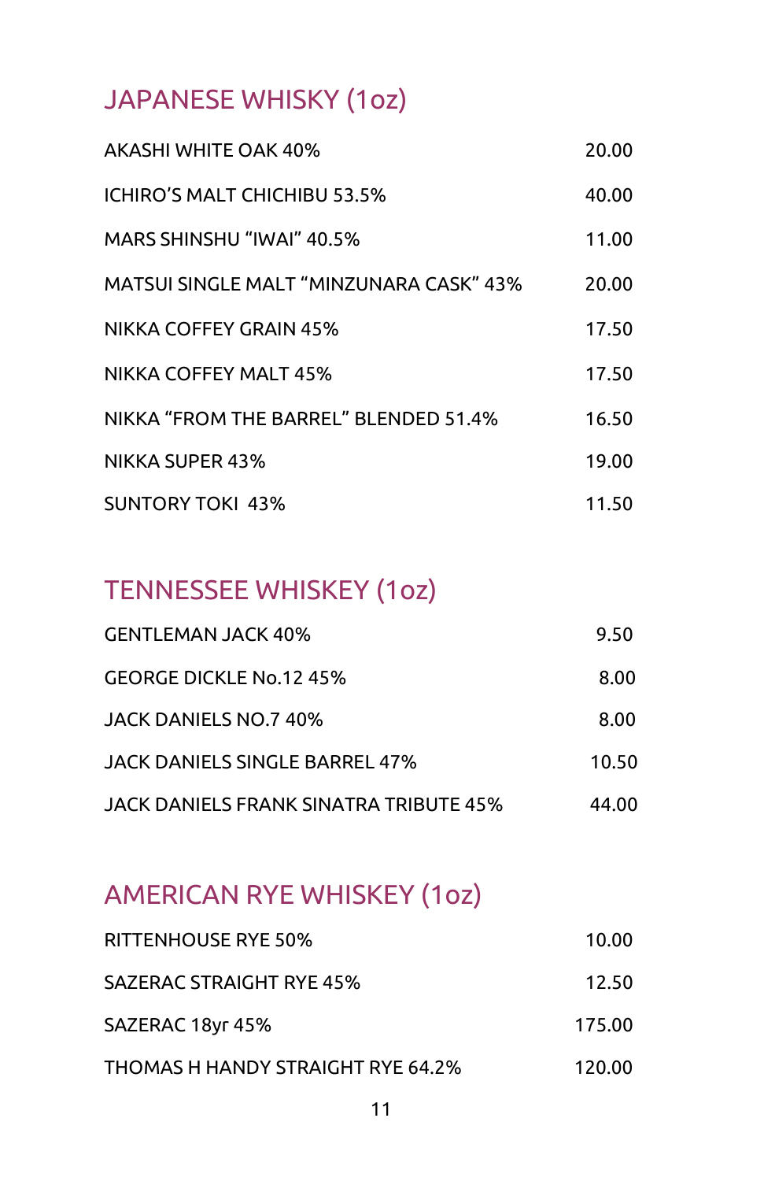## JAPANESE WHISKY (1oz)

| | |
|---|---|
| AKASHI WHITE OAK 40% | 20.00 |
| ICHIRO'S MALT CHICHIBU 53.5% | 40.00 |
| MARS SHINSHU "IWAI" 40.5% | 11.00 |
| MATSUI SINGLE MALT "MINZUNARA CASK" 43% | 20.00 |
| NIKKA COFFEY GRAIN 45% | 17.50 |
| NIKKA COFFEY MALT 45% | 17.50 |
| NIKKA "FROM THE BARREL" BLENDED 51.4% | 16.50 |
| NIKKA SUPER 43% | 19.00 |
| SUNTORY TOKI 43% | 11.50 |

## TENNESSEE WHISKEY (1oz)

| | |
|---|---|
| GENTLEMAN JACK 40% | 9.50 |
| GEORGE DICKLE No.12 45% | 8.00 |
| JACK DANIELS NO.7 40% | 8.00 |
| JACK DANIELS SINGLE BARREL 47% | 10.50 |
| JACK DANIELS FRANK SINATRA TRIBUTE 45% | 44.00 |

## AMERICAN RYE WHISKEY (1oz)

| | |
|---|---|
| RITTENHOUSE RYE 50% | 10.00 |
| SAZERAC STRAIGHT RYE 45% | 12.50 |
| SAZERAC 18yr 45% | 175.00 |
| THOMAS H HANDY STRAIGHT RYE 64.2% | 120.00 |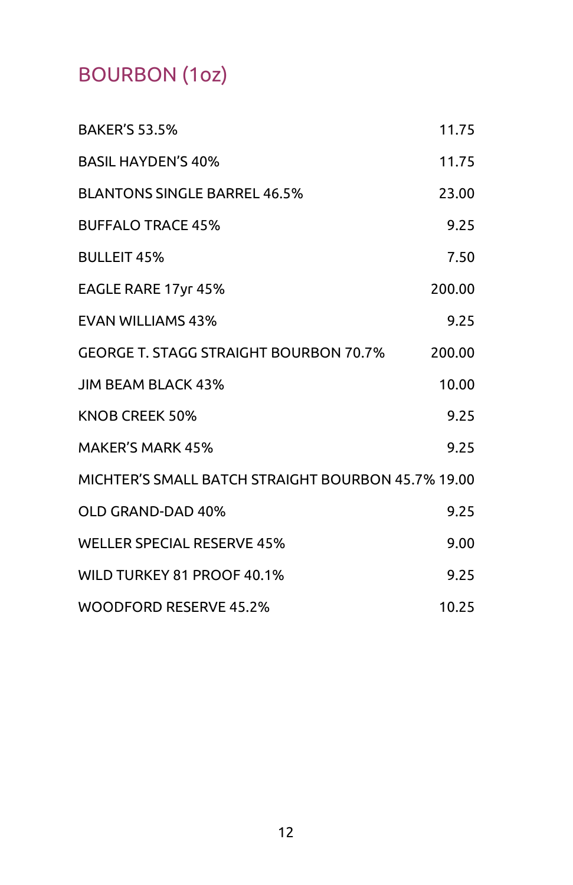## BOURBON (1oz)

| | |
|---|---|
| BAKER'S 53.5% | 11.75 |
| BASIL HAYDEN'S 40% | 11.75 |
| BLANTONS SINGLE BARREL 46.5% | 23.00 |
| BUFFALO TRACE 45% | 9.25 |
| BULLEIT 45% | 7.50 |
| EAGLE RARE 17yr 45% | 200.00 |
| EVAN WILLIAMS 43% | 9.25 |
| GEORGE T. STAGG STRAIGHT BOURBON 70.7% | 200.00 |
| JIM BEAM BLACK 43% | 10.00 |
| KNOB CREEK 50% | 9.25 |
| MAKER'S MARK 45% | 9.25 |
| MICHTER'S SMALL BATCH STRAIGHT BOURBON 45.7% | 19.00 |
| OLD GRAND-DAD 40% | 9.25 |
| WELLER SPECIAL RESERVE 45% | 9.00 |
| WILD TURKEY 81 PROOF 40.1% | 9.25 |
| WOODFORD RESERVE 45.2% | 10.25 |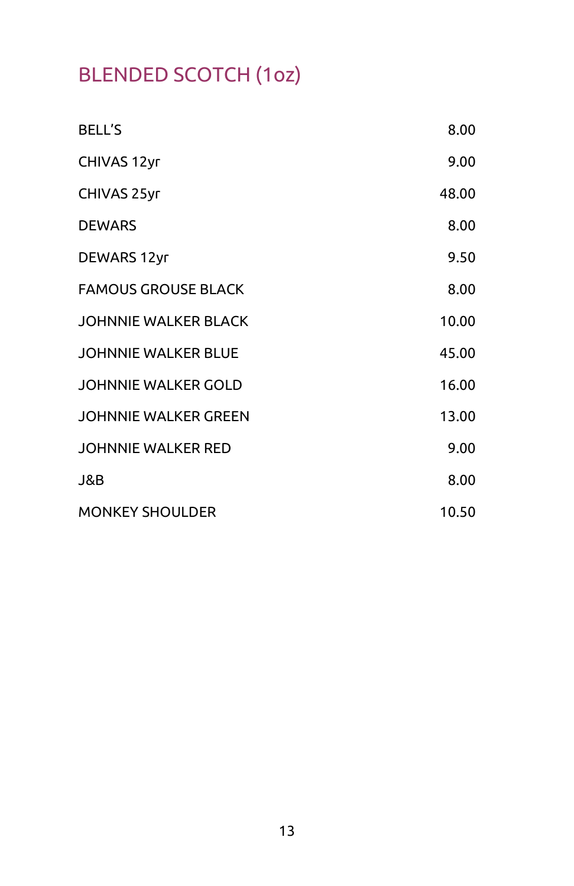## BLENDED SCOTCH (1oz)

| | |
|---|---|
| BELL'S | 8.00 |
| CHIVAS 12yr | 9.00 |
| CHIVAS 25yr | 48.00 |
| DEWARS | 8.00 |
| DEWARS 12yr | 9.50 |
| FAMOUS GROUSE BLACK | 8.00 |
| JOHNNIE WALKER BLACK | 10.00 |
| JOHNNIE WALKER BLUE | 45.00 |
| JOHNNIE WALKER GOLD | 16.00 |
| JOHNNIE WALKER GREEN | 13.00 |
| JOHNNIE WALKER RED | 9.00 |
| J&B | 8.00 |
| MONKEY SHOULDER | 10.50 |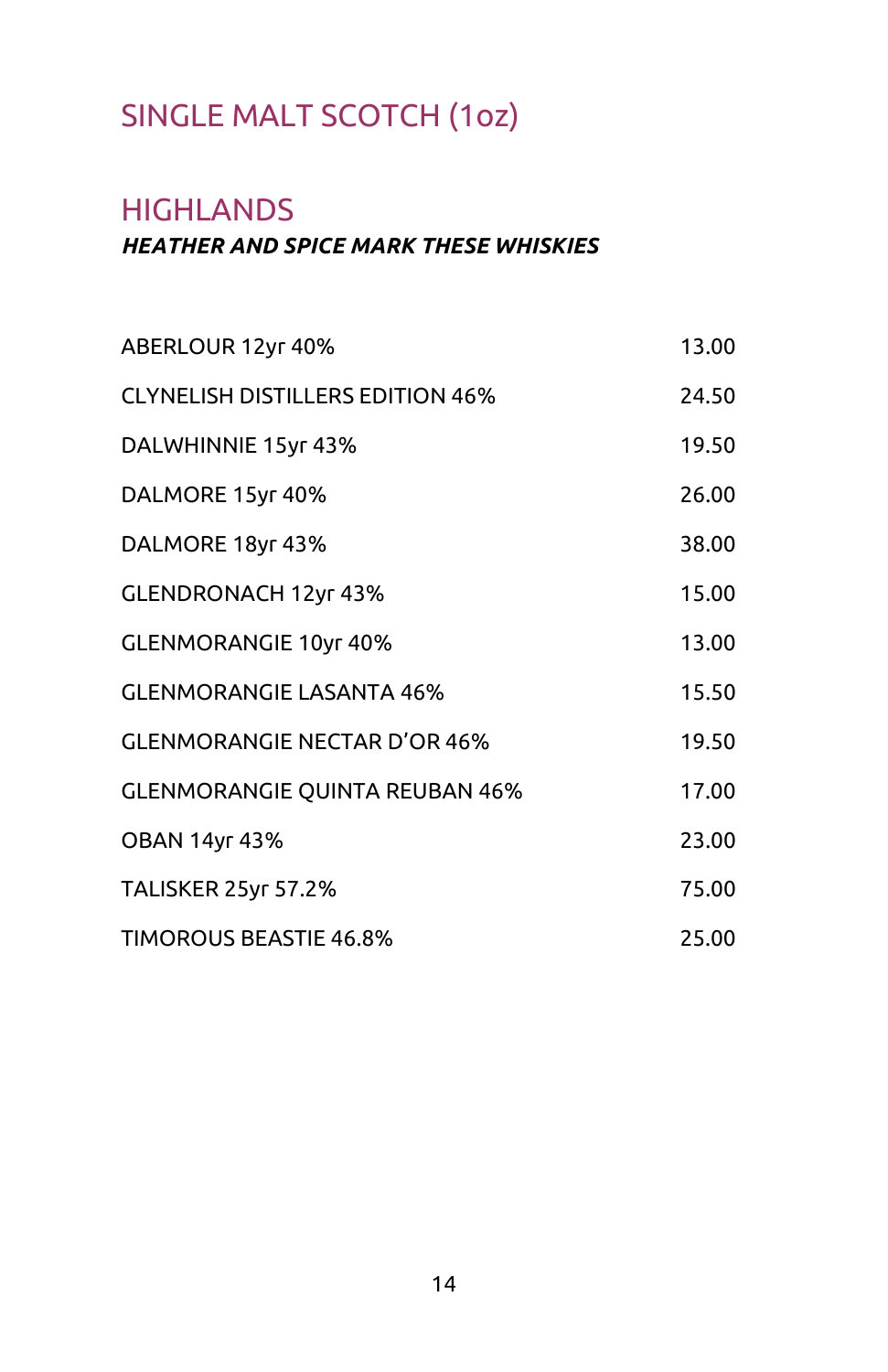# SINGLE MALT SCOTCH (1oz)

## HIGHLANDS

***HEATHER AND SPICE MARK THESE WHISKIES***

| | |
|---|---|
| ABERLOUR 12yr 40% | 13.00 |
| CLYNELISH DISTILLERS EDITION 46% | 24.50 |
| DALWHINNIE 15yr 43% | 19.50 |
| DALMORE 15yr 40% | 26.00 |
| DALMORE 18yr 43% | 38.00 |
| GLENDRONACH 12yr 43% | 15.00 |
| GLENMORANGIE 10yr 40% | 13.00 |
| GLENMORANGIE LASANTA 46% | 15.50 |
| GLENMORANGIE NECTAR D'OR 46% | 19.50 |
| GLENMORANGIE QUINTA REUBAN 46% | 17.00 |
| OBAN 14yr 43% | 23.00 |
| TALISKER 25yr 57.2% | 75.00 |
| TIMOROUS BEASTIE 46.8% | 25.00 |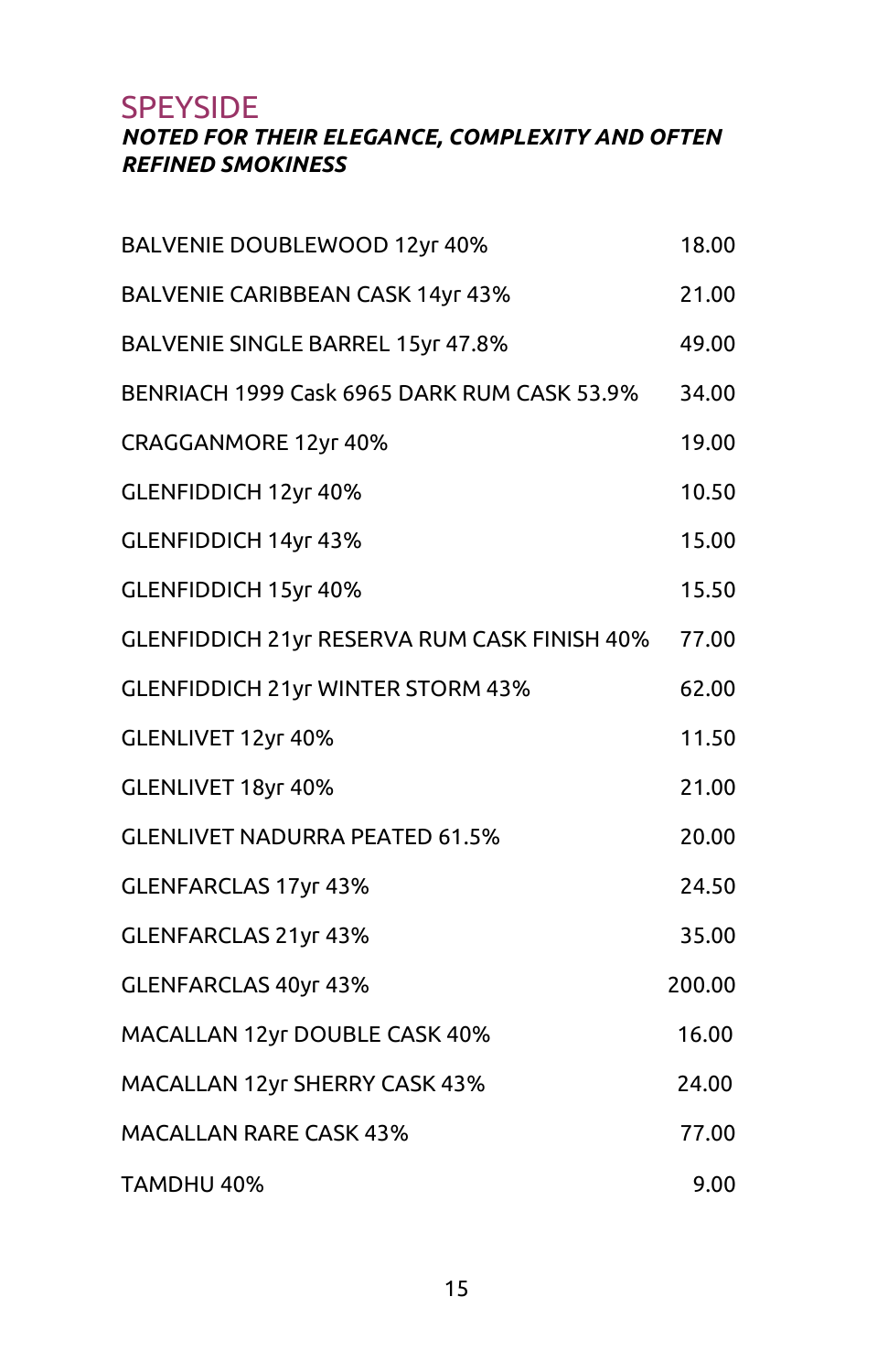## SPEYSIDE

***NOTED FOR THEIR ELEGANCE, COMPLEXITY AND OFTEN REFINED SMOKINESS***

| | |
|---|---|
| BALVENIE DOUBLEWOOD 12yr 40% | 18.00 |
| BALVENIE CARIBBEAN CASK 14yr 43% | 21.00 |
| BALVENIE SINGLE BARREL 15yr 47.8% | 49.00 |
| BENRIACH 1999 Cask 6965 DARK RUM CASK 53.9% | 34.00 |
| CRAGGANMORE 12yr 40% | 19.00 |
| GLENFIDDICH 12yr 40% | 10.50 |
| GLENFIDDICH 14yr 43% | 15.00 |
| GLENFIDDICH 15yr 40% | 15.50 |
| GLENFIDDICH 21yr RESERVA RUM CASK FINISH 40% | 77.00 |
| GLENFIDDICH 21yr WINTER STORM 43% | 62.00 |
| GLENLIVET 12yr 40% | 11.50 |
| GLENLIVET 18yr 40% | 21.00 |
| GLENLIVET NADURRA PEATED 61.5% | 20.00 |
| GLENFARCLAS 17yr 43% | 24.50 |
| GLENFARCLAS 21yr 43% | 35.00 |
| GLENFARCLAS 40yr 43% | 200.00 |
| MACALLAN 12yr DOUBLE CASK 40% | 16.00 |
| MACALLAN 12yr SHERRY CASK 43% | 24.00 |
| MACALLAN RARE CASK 43% | 77.00 |
| TAMDHU 40% | 9.00 |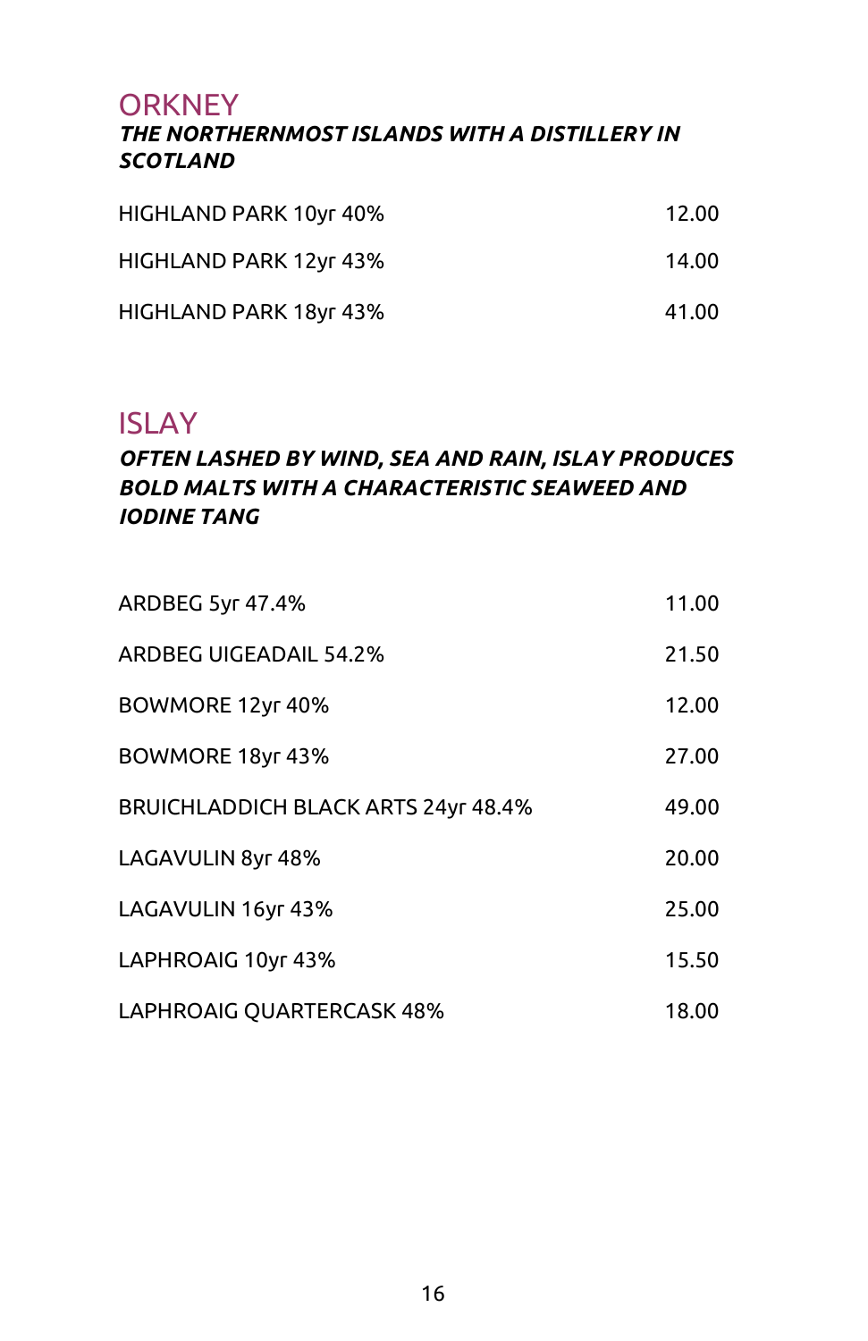## ORKNEY

***THE NORTHERNMOST ISLANDS WITH A DISTILLERY IN SCOTLAND***

| | |
|---|---|
| HIGHLAND PARK 10yr 40% | 12.00 |
| HIGHLAND PARK 12yr 43% | 14.00 |
| HIGHLAND PARK 18yr 43% | 41.00 |

## ISLAY

***OFTEN LASHED BY WIND, SEA AND RAIN, ISLAY PRODUCES BOLD MALTS WITH A CHARACTERISTIC SEAWEED AND IODINE TANG***

| | |
|---|---|
| ARDBEG 5yr 47.4% | 11.00 |
| ARDBEG UIGEADAIL 54.2% | 21.50 |
| BOWMORE 12yr 40% | 12.00 |
| BOWMORE 18yr 43% | 27.00 |
| BRUICHLADDICH BLACK ARTS 24yr 48.4% | 49.00 |
| LAGAVULIN 8yr 48% | 20.00 |
| LAGAVULIN 16yr 43% | 25.00 |
| LAPHROAIG 10yr 43% | 15.50 |
| LAPHROAIG QUARTERCASK 48% | 18.00 |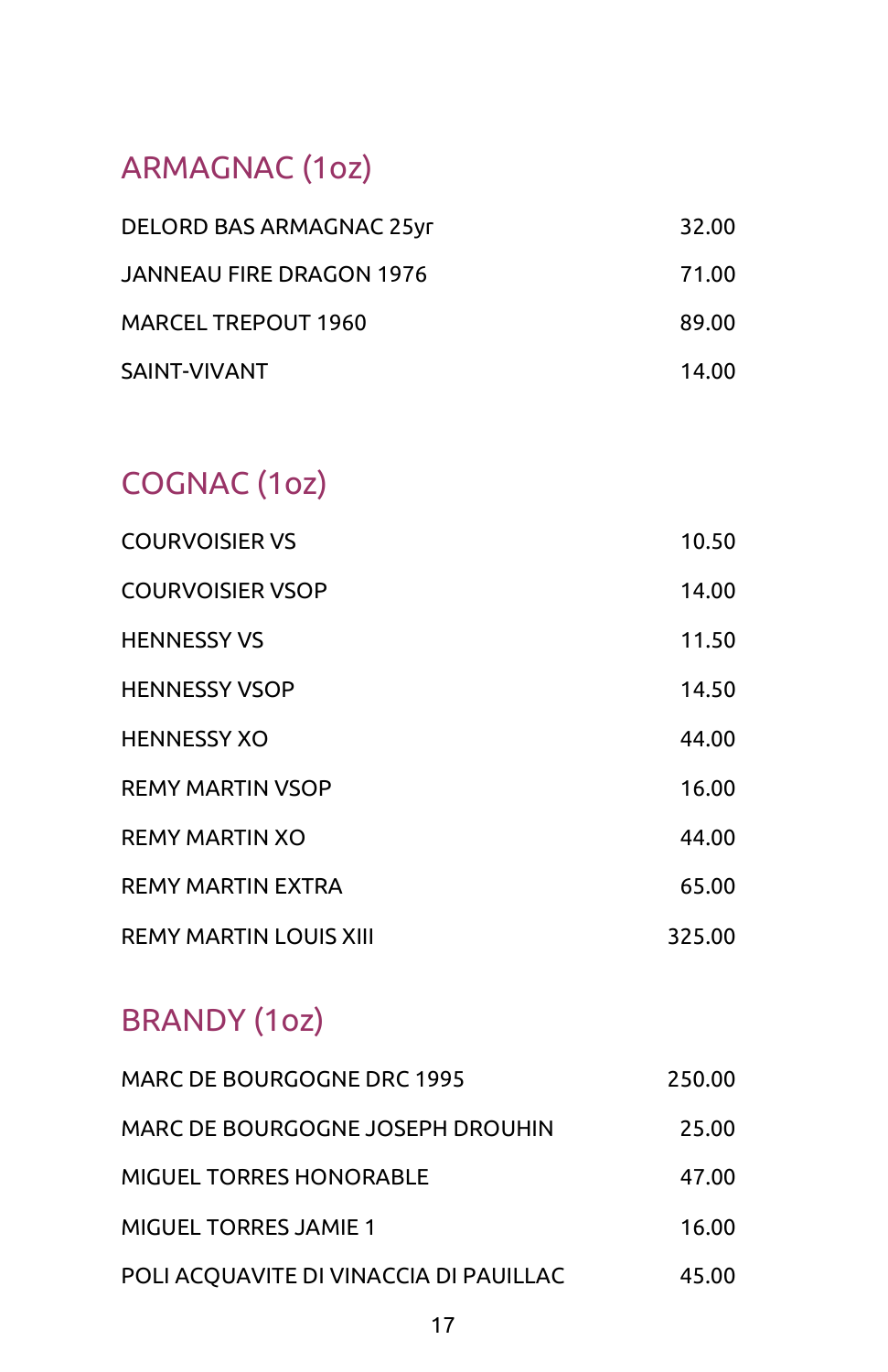## ARMAGNAC (1oz)

| | |
|---|---|
| DELORD BAS ARMAGNAC 25yr | 32.00 |
| JANNEAU FIRE DRAGON 1976 | 71.00 |
| MARCEL TREPOUT 1960 | 89.00 |
| SAINT-VIVANT | 14.00 |

## COGNAC (1oz)

| | |
|---|---|
| COURVOISIER VS | 10.50 |
| COURVOISIER VSOP | 14.00 |
| HENNESSY VS | 11.50 |
| HENNESSY VSOP | 14.50 |
| HENNESSY XO | 44.00 |
| REMY MARTIN VSOP | 16.00 |
| REMY MARTIN XO | 44.00 |
| REMY MARTIN EXTRA | 65.00 |
| REMY MARTIN LOUIS XIII | 325.00 |

## BRANDY (1oz)

| | |
|---|---|
| MARC DE BOURGOGNE DRC 1995 | 250.00 |
| MARC DE BOURGOGNE JOSEPH DROUHIN | 25.00 |
| MIGUEL TORRES HONORABLE | 47.00 |
| MIGUEL TORRES JAMIE 1 | 16.00 |
| POLI ACQUAVITE DI VINACCIA DI PAUILLAC | 45.00 |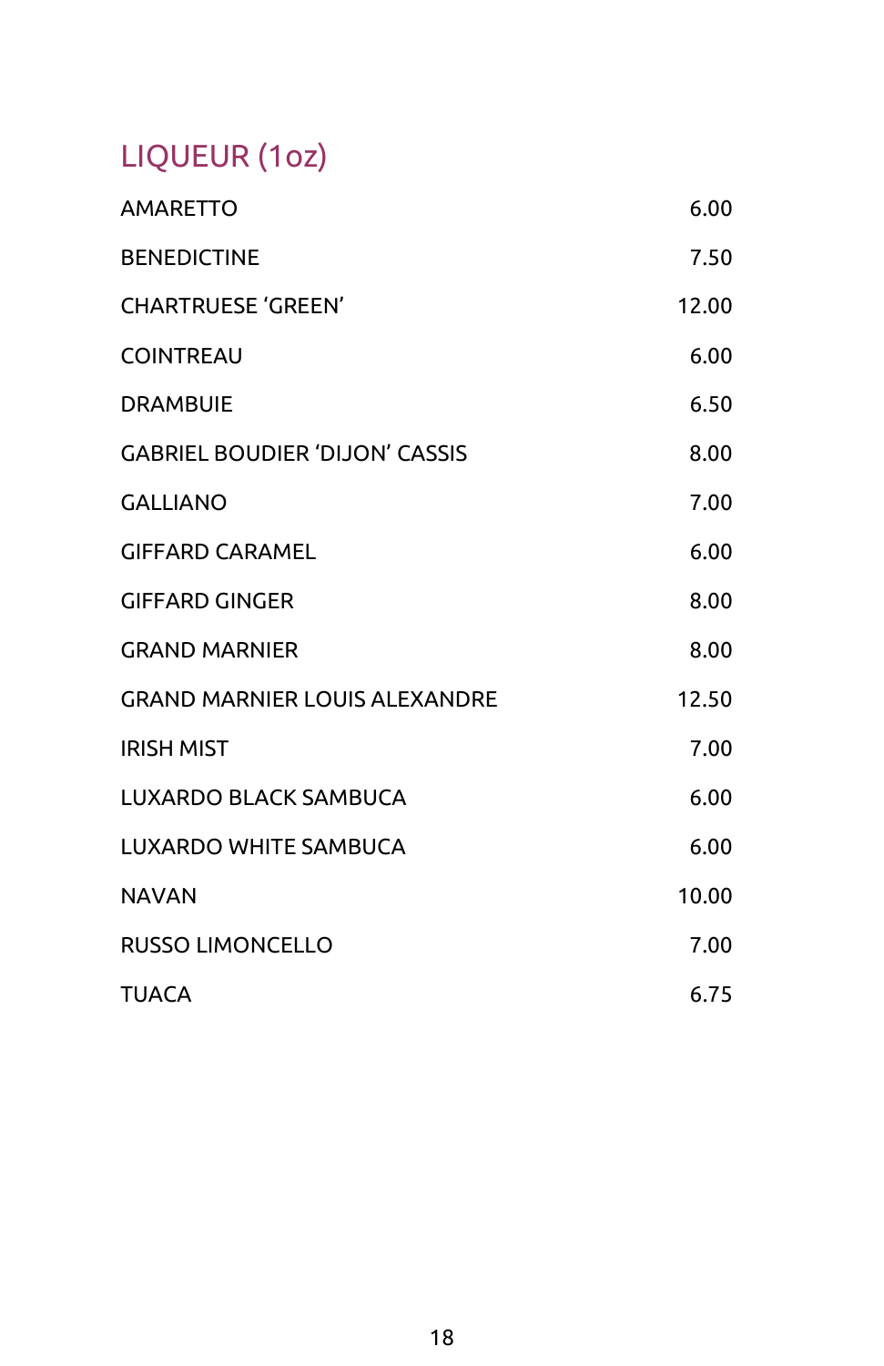## LIQUEUR (1oz)

| | |
|---|---|
| AMARETTO | 6.00 |
| BENEDICTINE | 7.50 |
| CHARTRUESE ‘GREEN’ | 12.00 |
| COINTREAU | 6.00 |
| DRAMBUIE | 6.50 |
| GABRIEL BOUDIER ‘DIJON’ CASSIS | 8.00 |
| GALLIANO | 7.00 |
| GIFFARD CARAMEL | 6.00 |
| GIFFARD GINGER | 8.00 |
| GRAND MARNIER | 8.00 |
| GRAND MARNIER LOUIS ALEXANDRE | 12.50 |
| IRISH MIST | 7.00 |
| LUXARDO BLACK SAMBUCA | 6.00 |
| LUXARDO WHITE SAMBUCA | 6.00 |
| NAVAN | 10.00 |
| RUSSO LIMONCELLO | 7.00 |
| TUACA | 6.75 |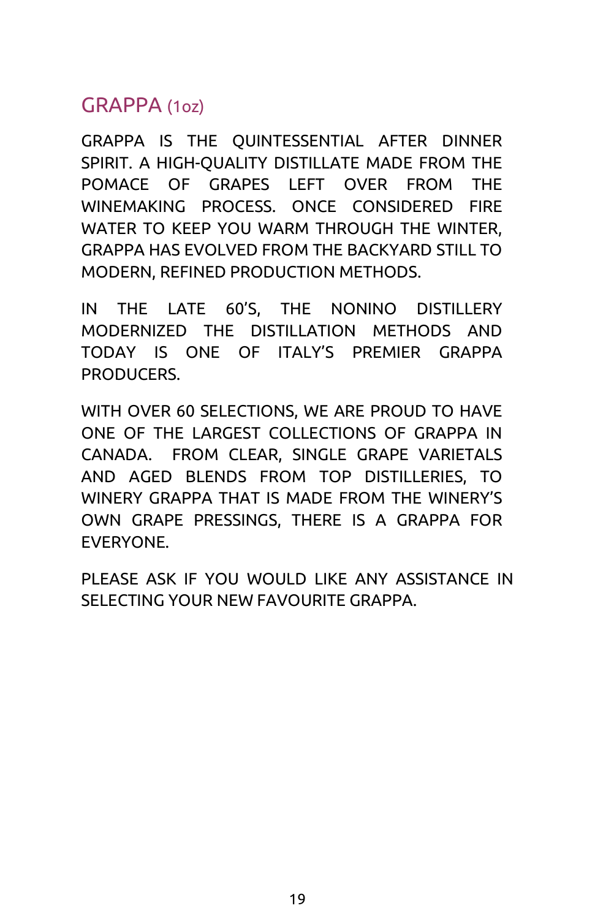## GRAPPA (1oz)

GRAPPA IS THE QUINTESSENTIAL AFTER DINNER SPIRIT. A HIGH-QUALITY DISTILLATE MADE FROM THE POMACE OF GRAPES LEFT OVER FROM THE WINEMAKING PROCESS. ONCE CONSIDERED FIRE WATER TO KEEP YOU WARM THROUGH THE WINTER, GRAPPA HAS EVOLVED FROM THE BACKYARD STILL TO MODERN, REFINED PRODUCTION METHODS.

IN THE LATE 60'S, THE NONINO DISTILLERY MODERNIZED THE DISTILLATION METHODS AND TODAY IS ONE OF ITALY'S PREMIER GRAPPA PRODUCERS.

WITH OVER 60 SELECTIONS, WE ARE PROUD TO HAVE ONE OF THE LARGEST COLLECTIONS OF GRAPPA IN CANADA. FROM CLEAR, SINGLE GRAPE VARIETALS AND AGED BLENDS FROM TOP DISTILLERIES, TO WINERY GRAPPA THAT IS MADE FROM THE WINERY'S OWN GRAPE PRESSINGS, THERE IS A GRAPPA FOR EVERYONE.

PLEASE ASK IF YOU WOULD LIKE ANY ASSISTANCE IN SELECTING YOUR NEW FAVOURITE GRAPPA.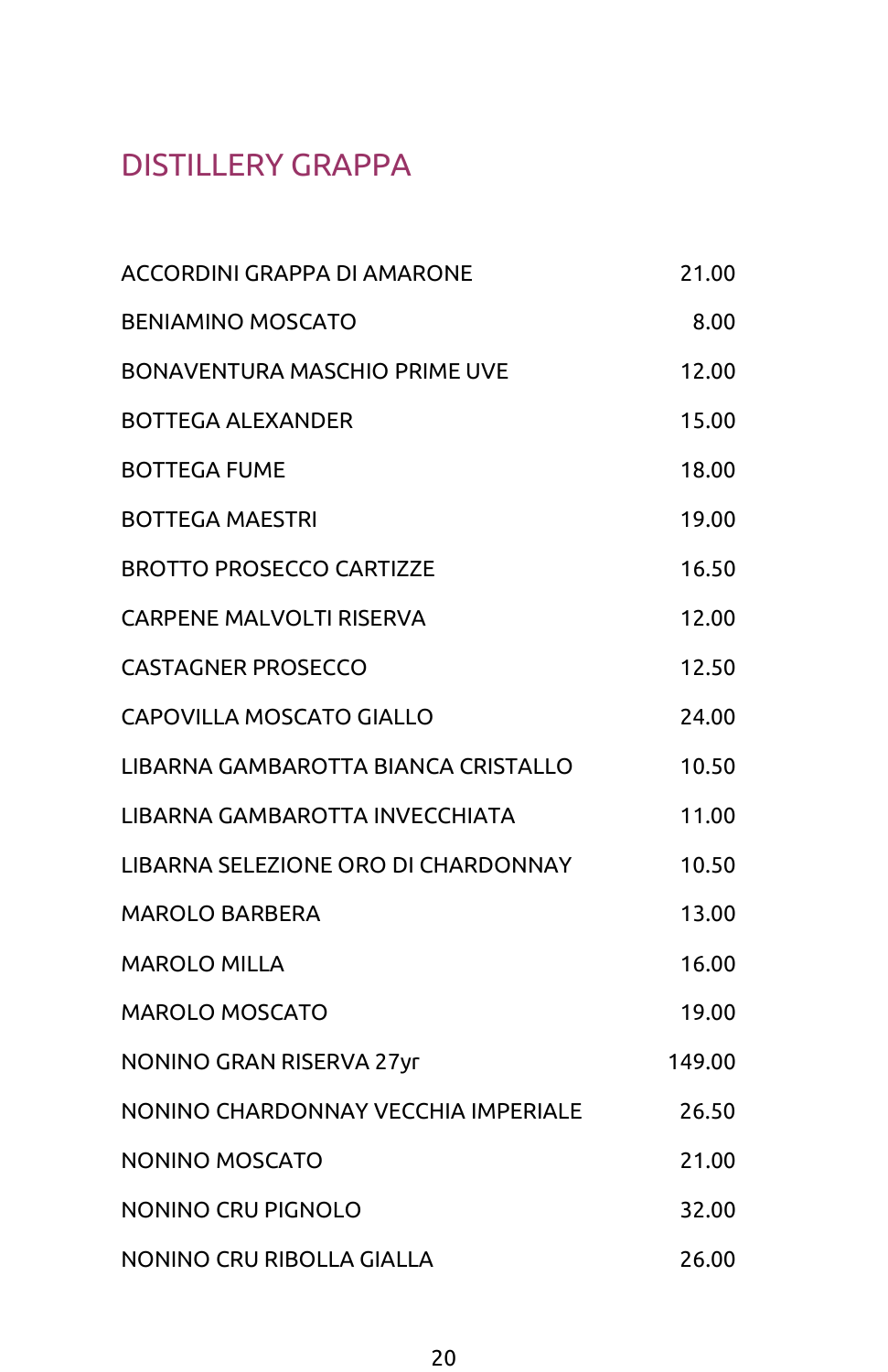# DISTILLERY GRAPPA

| | |
|---|---|
| ACCORDINI GRAPPA DI AMARONE | 21.00 |
| BENIAMINO MOSCATO | 8.00 |
| BONAVENTURA MASCHIO PRIME UVE | 12.00 |
| BOTTEGA ALEXANDER | 15.00 |
| BOTTEGA FUME | 18.00 |
| BOTTEGA MAESTRI | 19.00 |
| BROTTO PROSECCO CARTIZZE | 16.50 |
| CARPENE MALVOLTI RISERVA | 12.00 |
| CASTAGNER PROSECCO | 12.50 |
| CAPOVILLA MOSCATO GIALLO | 24.00 |
| LIBARNA GAMBAROTTA BIANCA CRISTALLO | 10.50 |
| LIBARNA GAMBAROTTA INVECCHIATA | 11.00 |
| LIBARNA SELEZIONE ORO DI CHARDONNAY | 10.50 |
| MAROLO BARBERA | 13.00 |
| MAROLO MILLA | 16.00 |
| MAROLO MOSCATO | 19.00 |
| NONINO GRAN RISERVA 27yr | 149.00 |
| NONINO CHARDONNAY VECCHIA IMPERIALE | 26.50 |
| NONINO MOSCATO | 21.00 |
| NONINO CRU PIGNOLO | 32.00 |
| NONINO CRU RIBOLLA GIALLA | 26.00 |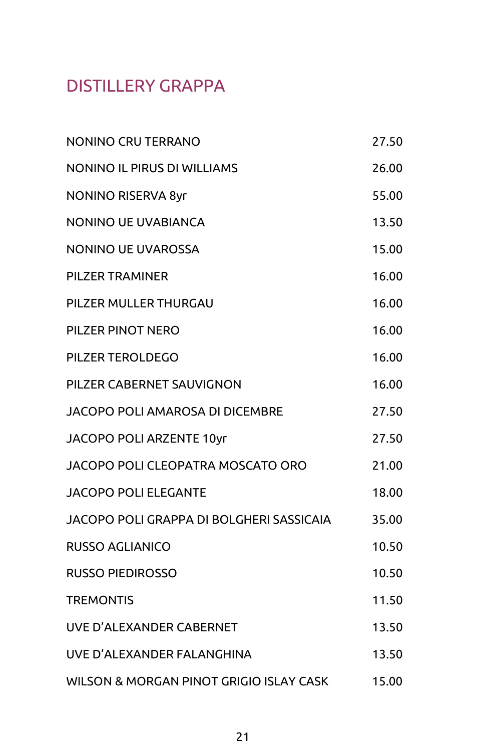# DISTILLERY GRAPPA

| | |
|---|---|
| NONINO CRU TERRANO | 27.50 |
| NONINO IL PIRUS DI WILLIAMS | 26.00 |
| NONINO RISERVA 8yr | 55.00 |
| NONINO UE UVABIANCA | 13.50 |
| NONINO UE UVAROSSA | 15.00 |
| PILZER TRAMINER | 16.00 |
| PILZER MULLER THURGAU | 16.00 |
| PILZER PINOT NERO | 16.00 |
| PILZER TEROLDEGO | 16.00 |
| PILZER CABERNET SAUVIGNON | 16.00 |
| JACOPO POLI AMAROSA DI DICEMBRE | 27.50 |
| JACOPO POLI ARZENTE 10yr | 27.50 |
| JACOPO POLI CLEOPATRA MOSCATO ORO | 21.00 |
| JACOPO POLI ELEGANTE | 18.00 |
| JACOPO POLI GRAPPA DI BOLGHERI SASSICAIA | 35.00 |
| RUSSO AGLIANICO | 10.50 |
| RUSSO PIEDIROSSO | 10.50 |
| TREMONTIS | 11.50 |
| UVE D'ALEXANDER CABERNET | 13.50 |
| UVE D'ALEXANDER FALANGHINA | 13.50 |
| WILSON & MORGAN PINOT GRIGIO ISLAY CASK | 15.00 |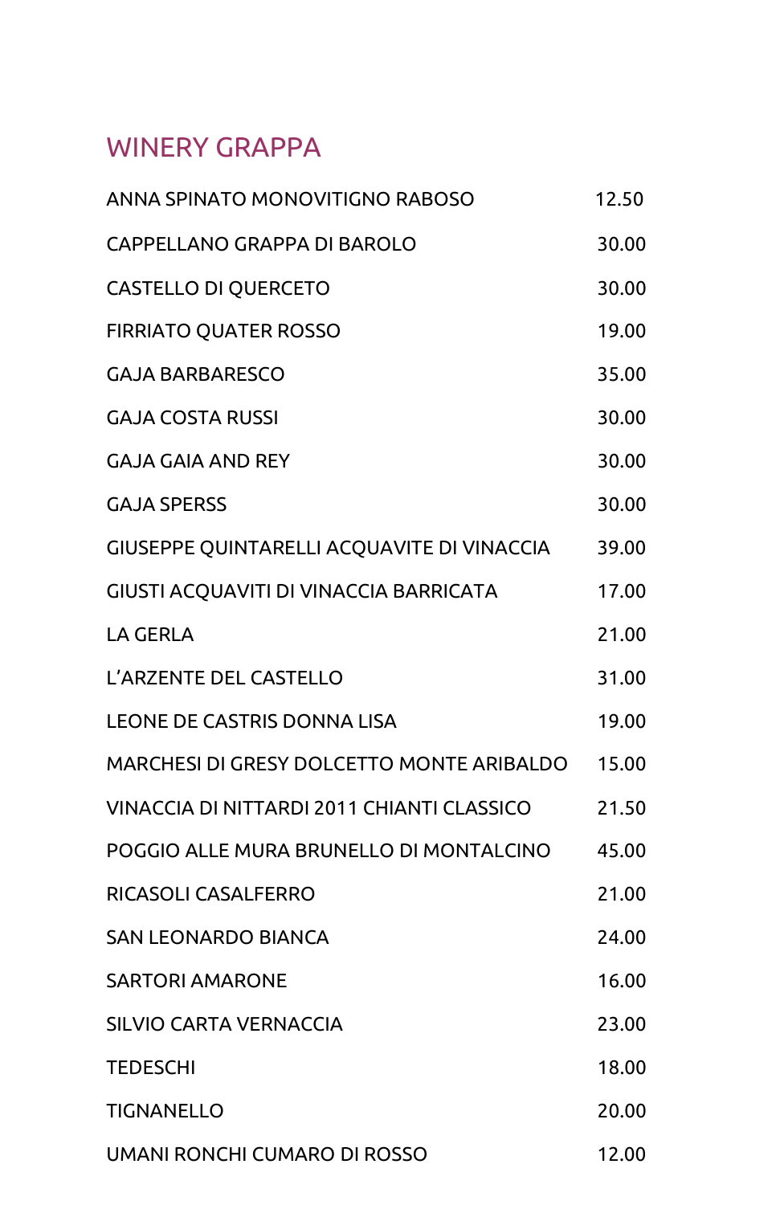## WINERY GRAPPA

| | |
|---|---|
| ANNA SPINATO MONOVITIGNO RABOSO | 12.50 |
| CAPPELLANO GRAPPA DI BAROLO | 30.00 |
| CASTELLO DI QUERCETO | 30.00 |
| FIRRIATO QUATER ROSSO | 19.00 |
| GAJA BARBARESCO | 35.00 |
| GAJA COSTA RUSSI | 30.00 |
| GAJA GAIA AND REY | 30.00 |
| GAJA SPERSS | 30.00 |
| GIUSEPPE QUINTARELLI ACQUAVITE DI VINACCIA | 39.00 |
| GIUSTI ACQUAVITI DI VINACCIA BARRICATA | 17.00 |
| LA GERLA | 21.00 |
| L'ARZENTE DEL CASTELLO | 31.00 |
| LEONE DE CASTRIS DONNA LISA | 19.00 |
| MARCHESI DI GRESY DOLCETTO MONTE ARIBALDO | 15.00 |
| VINACCIA DI NITTARDI 2011 CHIANTI CLASSICO | 21.50 |
| POGGIO ALLE MURA BRUNELLO DI MONTALCINO | 45.00 |
| RICASOLI CASALFERRO | 21.00 |
| SAN LEONARDO BIANCA | 24.00 |
| SARTORI AMARONE | 16.00 |
| SILVIO CARTA VERNACCIA | 23.00 |
| TEDESCHI | 18.00 |
| TIGNANELLO | 20.00 |
| UMANI RONCHI CUMARO DI ROSSO | 12.00 |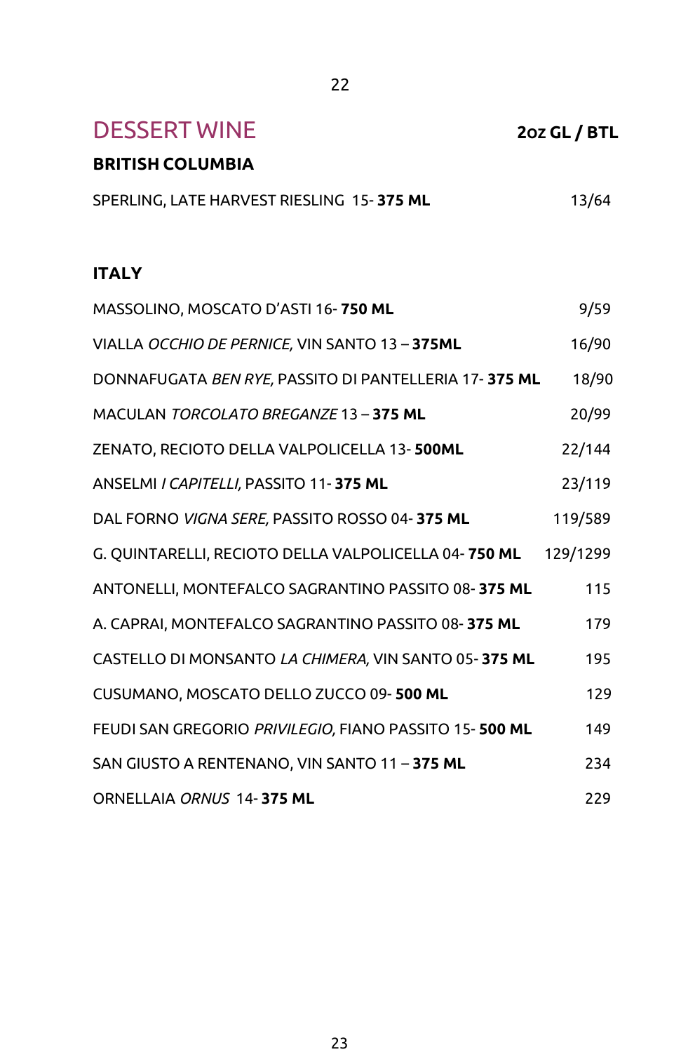# DESSERT WINE

| | 2oz GL / BTL |
|---|---|
| **BRITISH COLUMBIA** | |
| SPERLING, LATE HARVEST RIESLING 15- **375 ML** | 13/64 |
| **ITALY** | |
| MASSOLINO, MOSCATO D'ASTI 16- **750 ML** | 9/59 |
| VIALLA *OCCHIO DE PERNICE,* VIN SANTO 13 – **375ML** | 16/90 |
| DONNAFUGATA *BEN RYE,* PASSITO DI PANTELLERIA 17- **375 ML** | 18/90 |
| MACULAN *TORCOLATO BREGANZE* 13 – **375 ML** | 20/99 |
| ZENATO, RECIOTO DELLA VALPOLICELLA 13- **500ML** | 22/144 |
| ANSELMI *I CAPITELLI,* PASSITO 11- **375 ML** | 23/119 |
| DAL FORNO *VIGNA SERE,* PASSITO ROSSO 04- **375 ML** | 119/589 |
| G. QUINTARELLI, RECIOTO DELLA VALPOLICELLA 04- **750 ML** | 129/1299 |
| ANTONELLI, MONTEFALCO SAGRANTINO PASSITO 08- **375 ML** | 115 |
| A. CAPRAI, MONTEFALCO SAGRANTINO PASSITO 08- **375 ML** | 179 |
| CASTELLO DI MONSANTO *LA CHIMERA,* VIN SANTO 05- **375 ML** | 195 |
| CUSUMANO, MOSCATO DELLO ZUCCO 09- **500 ML** | 129 |
| FEUDI SAN GREGORIO *PRIVILEGIO,* FIANO PASSITO 15- **500 ML** | 149 |
| SAN GIUSTO A RENTENANO, VIN SANTO 11 – **375 ML** | 234 |
| ORNELLAIA *ORNUS* 14- **375 ML** | 229 |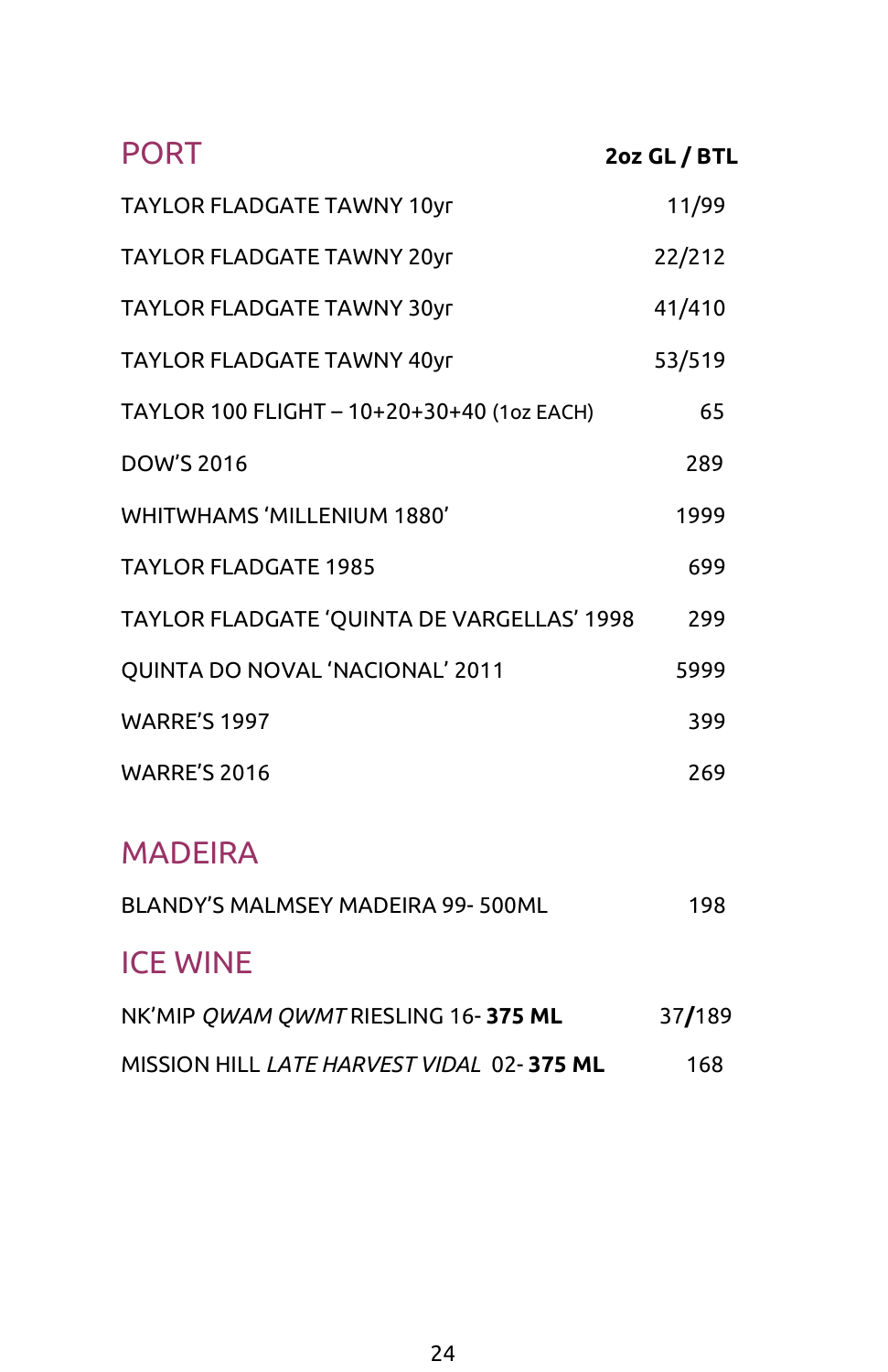## PORT

| | 2oz GL / BTL |
|---|---|
| TAYLOR FLADGATE TAWNY 10yr | 11/99 |
| TAYLOR FLADGATE TAWNY 20yr | 22/212 |
| TAYLOR FLADGATE TAWNY 30yr | 41/410 |
| TAYLOR FLADGATE TAWNY 40yr | 53/519 |
| TAYLOR 100 FLIGHT – 10+20+30+40 (1oz EACH) | 65 |
| DOW'S 2016 | 289 |
| WHITWHAMS 'MILLENIUM 1880' | 1999 |
| TAYLOR FLADGATE 1985 | 699 |
| TAYLOR FLADGATE 'QUINTA DE VARGELLAS' 1998 | 299 |
| QUINTA DO NOVAL 'NACIONAL' 2011 | 5999 |
| WARRE'S 1997 | 399 |
| WARRE'S 2016 | 269 |

## MADEIRA

| | |
|---|---|
| BLANDY'S MALMSEY MADEIRA 99- 500ML | 198 |

## ICE WINE

| | |
|---|---|
| NK'MIP *QWAM QWMT* RIESLING 16- **375 ML** | 37**/**189 |
| MISSION HILL *LATE HARVEST VIDAL* 02- **375 ML** | 168 |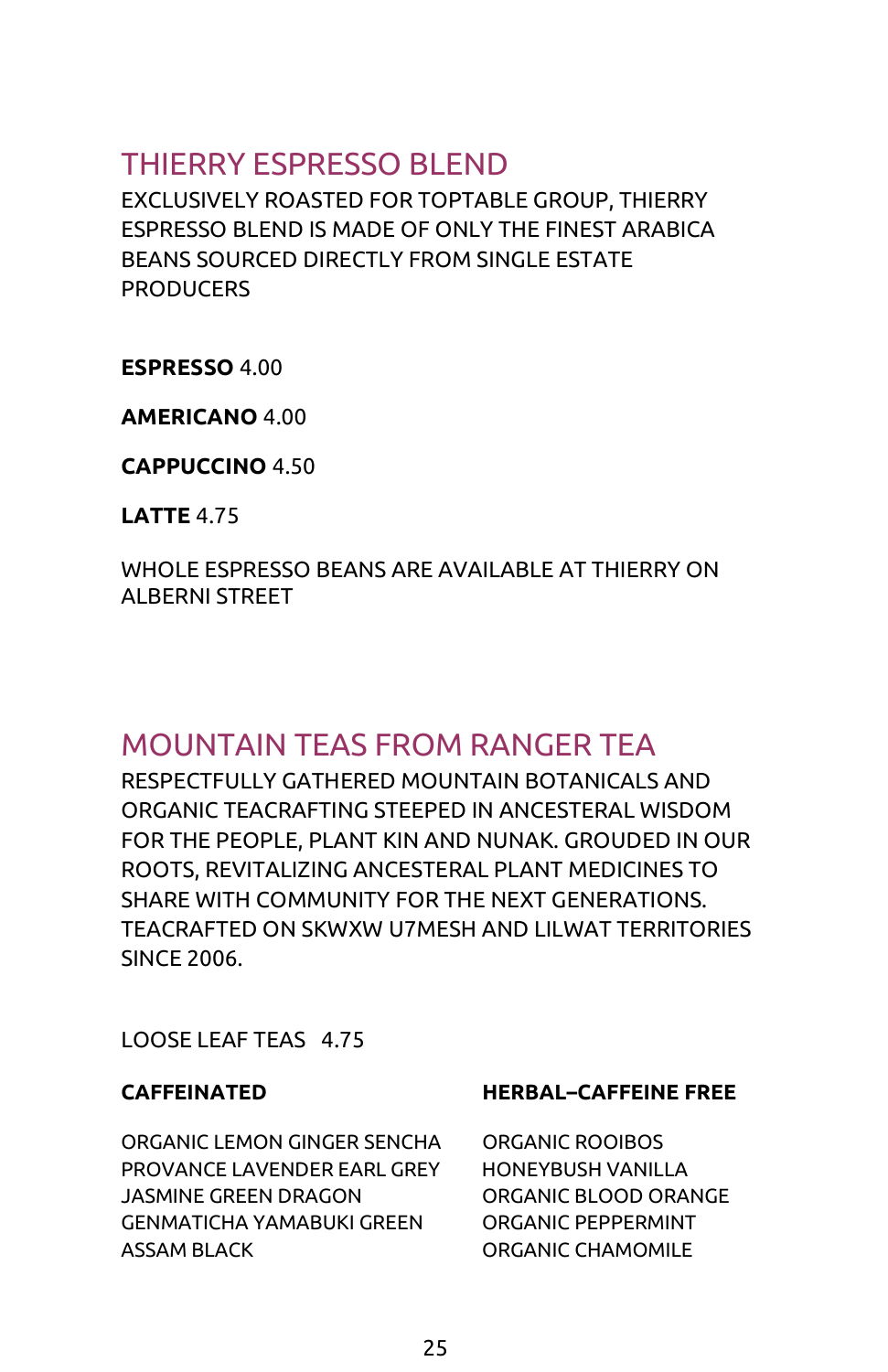## THIERRY ESPRESSO BLEND

EXCLUSIVELY ROASTED FOR TOPTABLE GROUP, THIERRY ESPRESSO BLEND IS MADE OF ONLY THE FINEST ARABICA BEANS SOURCED DIRECTLY FROM SINGLE ESTATE PRODUCERS

**ESPRESSO** 4.00

**AMERICANO** 4.00

**CAPPUCCINO** 4.50

**LATTE** 4.75

WHOLE ESPRESSO BEANS ARE AVAILABLE AT THIERRY ON ALBERNI STREET

## MOUNTAIN TEAS FROM RANGER TEA

RESPECTFULLY GATHERED MOUNTAIN BOTANICALS AND ORGANIC TEACRAFTING STEEPED IN ANCESTERAL WISDOM FOR THE PEOPLE, PLANT KIN AND NUNAK. GROUDED IN OUR ROOTS, REVITALIZING ANCESTERAL PLANT MEDICINES TO SHARE WITH COMMUNITY FOR THE NEXT GENERATIONS. TEACRAFTED ON SKWXW U7MESH AND LILWAT TERRITORIES SINCE 2006.

LOOSE LEAF TEAS 4.75

**CAFFEINATED**

ORGANIC LEMON GINGER SENCHA
PROVANCE LAVENDER EARL GREY
JASMINE GREEN DRAGON
GENMATICHA YAMABUKI GREEN
ASSAM BLACK

**HERBAL–CAFFEINE FREE**

ORGANIC ROOIBOS
HONEYBUSH VANILLA
ORGANIC BLOOD ORANGE
ORGANIC PEPPERMINT
ORGANIC CHAMOMILE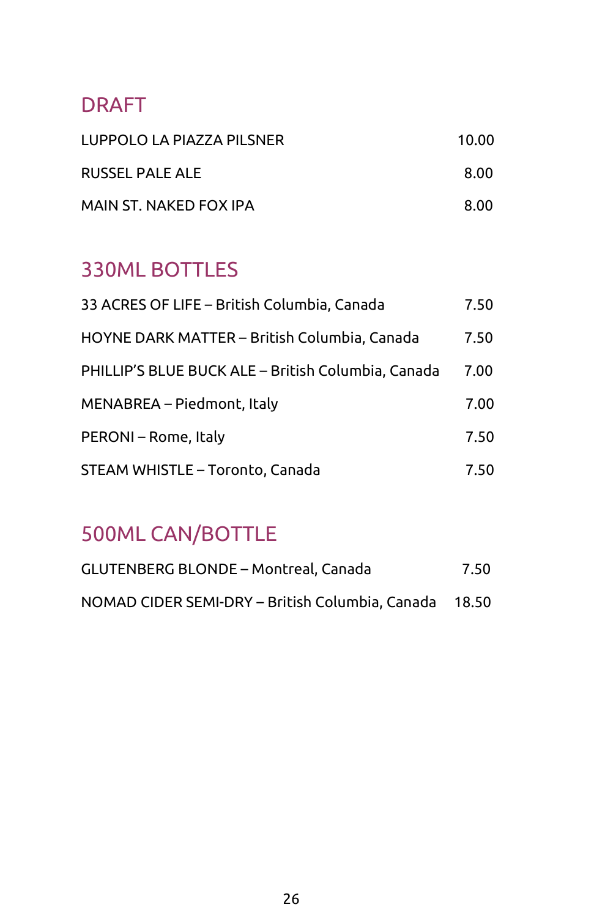## DRAFT

| | |
|---|---|
| LUPPOLO LA PIAZZA PILSNER | 10.00 |
| RUSSEL PALE ALE | 8.00 |
| MAIN ST. NAKED FOX IPA | 8.00 |

## 330ML BOTTLES

| | |
|---|---|
| 33 ACRES OF LIFE – British Columbia, Canada | 7.50 |
| HOYNE DARK MATTER – British Columbia, Canada | 7.50 |
| PHILLIP'S BLUE BUCK ALE – British Columbia, Canada | 7.00 |
| MENABREA – Piedmont, Italy | 7.00 |
| PERONI – Rome, Italy | 7.50 |
| STEAM WHISTLE – Toronto, Canada | 7.50 |

## 500ML CAN/BOTTLE

| | |
|---|---|
| GLUTENBERG BLONDE – Montreal, Canada | 7.50 |
| NOMAD CIDER SEMI-DRY – British Columbia, Canada | 18.50 |